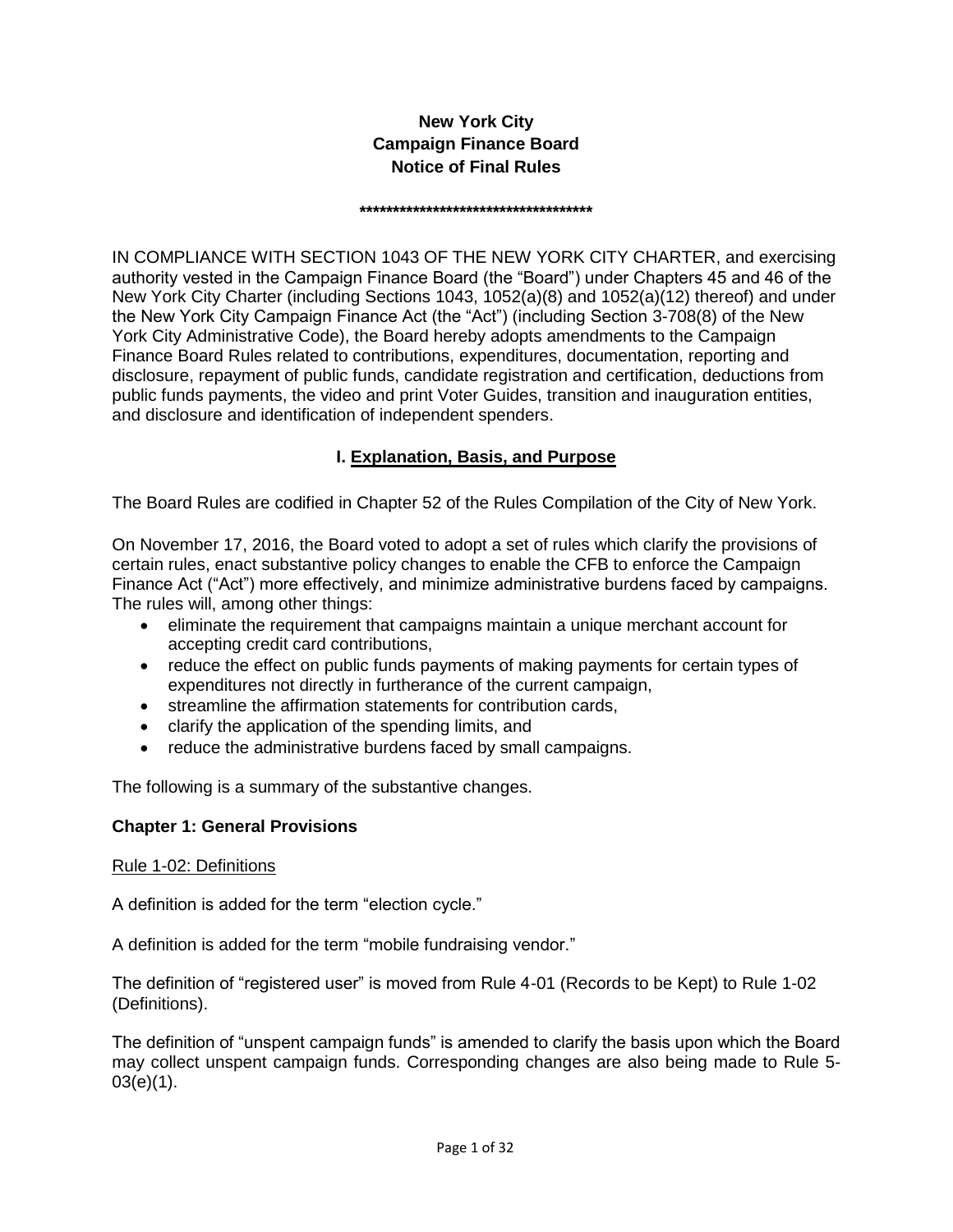**New York City**
**Campaign Finance Board**
**Notice of Final Rules**

**************************************

IN COMPLIANCE WITH SECTION 1043 OF THE NEW YORK CITY CHARTER, and exercising authority vested in the Campaign Finance Board (the "Board") under Chapters 45 and 46 of the New York City Charter (including Sections 1043, 1052(a)(8) and 1052(a)(12) thereof) and under the New York City Campaign Finance Act (the "Act") (including Section 3-708(8) of the New York City Administrative Code), the Board hereby adopts amendments to the Campaign Finance Board Rules related to contributions, expenditures, documentation, reporting and disclosure, repayment of public funds, candidate registration and certification, deductions from public funds payments, the video and print Voter Guides, transition and inauguration entities, and disclosure and identification of independent spenders.

## I. Explanation, Basis, and Purpose

The Board Rules are codified in Chapter 52 of the Rules Compilation of the City of New York.

On November 17, 2016, the Board voted to adopt a set of rules which clarify the provisions of certain rules, enact substantive policy changes to enable the CFB to enforce the Campaign Finance Act ("Act") more effectively, and minimize administrative burdens faced by campaigns. The rules will, among other things:

- eliminate the requirement that campaigns maintain a unique merchant account for accepting credit card contributions,
- reduce the effect on public funds payments of making payments for certain types of expenditures not directly in furtherance of the current campaign,
- streamline the affirmation statements for contribution cards,
- clarify the application of the spending limits, and
- reduce the administrative burdens faced by small campaigns.

The following is a summary of the substantive changes.

### Chapter 1: General Provisions

Rule 1-02: Definitions

A definition is added for the term "election cycle."

A definition is added for the term "mobile fundraising vendor."

The definition of "registered user" is moved from Rule 4-01 (Records to be Kept) to Rule 1-02 (Definitions).

The definition of "unspent campaign funds" is amended to clarify the basis upon which the Board may collect unspent campaign funds. Corresponding changes are also being made to Rule 5-03(e)(1).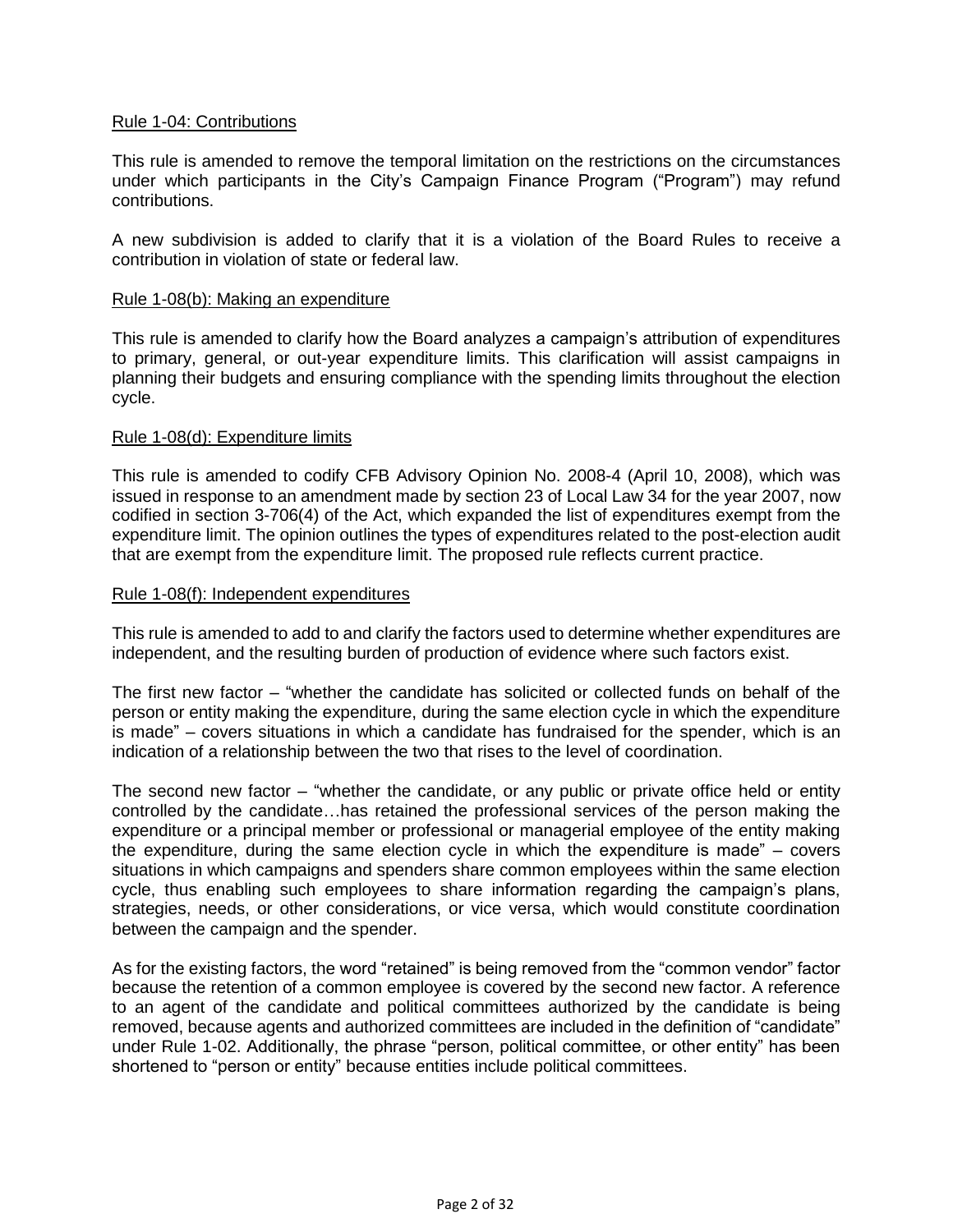Rule 1-04: Contributions

This rule is amended to remove the temporal limitation on the restrictions on the circumstances under which participants in the City's Campaign Finance Program ("Program") may refund contributions.

A new subdivision is added to clarify that it is a violation of the Board Rules to receive a contribution in violation of state or federal law.

Rule 1-08(b): Making an expenditure

This rule is amended to clarify how the Board analyzes a campaign's attribution of expenditures to primary, general, or out-year expenditure limits. This clarification will assist campaigns in planning their budgets and ensuring compliance with the spending limits throughout the election cycle.

Rule 1-08(d): Expenditure limits

This rule is amended to codify CFB Advisory Opinion No. 2008-4 (April 10, 2008), which was issued in response to an amendment made by section 23 of Local Law 34 for the year 2007, now codified in section 3-706(4) of the Act, which expanded the list of expenditures exempt from the expenditure limit. The opinion outlines the types of expenditures related to the post-election audit that are exempt from the expenditure limit. The proposed rule reflects current practice.

Rule 1-08(f): Independent expenditures

This rule is amended to add to and clarify the factors used to determine whether expenditures are independent, and the resulting burden of production of evidence where such factors exist.

The first new factor – "whether the candidate has solicited or collected funds on behalf of the person or entity making the expenditure, during the same election cycle in which the expenditure is made" – covers situations in which a candidate has fundraised for the spender, which is an indication of a relationship between the two that rises to the level of coordination.

The second new factor – "whether the candidate, or any public or private office held or entity controlled by the candidate…has retained the professional services of the person making the expenditure or a principal member or professional or managerial employee of the entity making the expenditure, during the same election cycle in which the expenditure is made" – covers situations in which campaigns and spenders share common employees within the same election cycle, thus enabling such employees to share information regarding the campaign's plans, strategies, needs, or other considerations, or vice versa, which would constitute coordination between the campaign and the spender.

As for the existing factors, the word "retained" is being removed from the "common vendor" factor because the retention of a common employee is covered by the second new factor. A reference to an agent of the candidate and political committees authorized by the candidate is being removed, because agents and authorized committees are included in the definition of "candidate" under Rule 1-02. Additionally, the phrase "person, political committee, or other entity" has been shortened to "person or entity" because entities include political committees.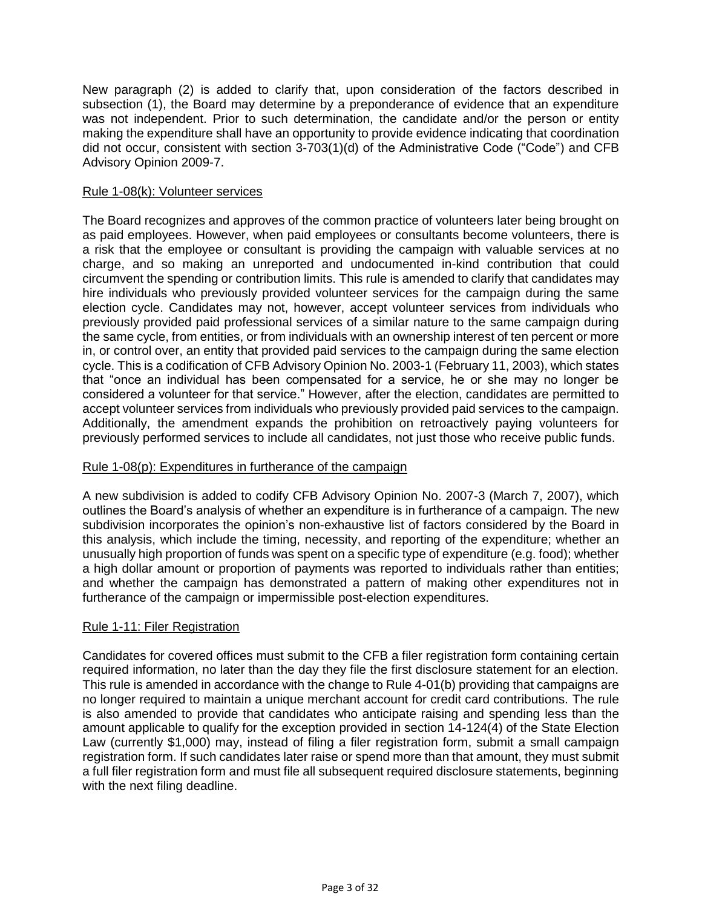New paragraph (2) is added to clarify that, upon consideration of the factors described in subsection (1), the Board may determine by a preponderance of evidence that an expenditure was not independent. Prior to such determination, the candidate and/or the person or entity making the expenditure shall have an opportunity to provide evidence indicating that coordination did not occur, consistent with section 3-703(1)(d) of the Administrative Code ("Code") and CFB Advisory Opinion 2009-7.

## Rule 1-08(k): Volunteer services

The Board recognizes and approves of the common practice of volunteers later being brought on as paid employees. However, when paid employees or consultants become volunteers, there is a risk that the employee or consultant is providing the campaign with valuable services at no charge, and so making an unreported and undocumented in-kind contribution that could circumvent the spending or contribution limits. This rule is amended to clarify that candidates may hire individuals who previously provided volunteer services for the campaign during the same election cycle. Candidates may not, however, accept volunteer services from individuals who previously provided paid professional services of a similar nature to the same campaign during the same cycle, from entities, or from individuals with an ownership interest of ten percent or more in, or control over, an entity that provided paid services to the campaign during the same election cycle. This is a codification of CFB Advisory Opinion No. 2003-1 (February 11, 2003), which states that "once an individual has been compensated for a service, he or she may no longer be considered a volunteer for that service." However, after the election, candidates are permitted to accept volunteer services from individuals who previously provided paid services to the campaign. Additionally, the amendment expands the prohibition on retroactively paying volunteers for previously performed services to include all candidates, not just those who receive public funds.

## Rule 1-08(p): Expenditures in furtherance of the campaign

A new subdivision is added to codify CFB Advisory Opinion No. 2007-3 (March 7, 2007), which outlines the Board's analysis of whether an expenditure is in furtherance of a campaign. The new subdivision incorporates the opinion's non-exhaustive list of factors considered by the Board in this analysis, which include the timing, necessity, and reporting of the expenditure; whether an unusually high proportion of funds was spent on a specific type of expenditure (e.g. food); whether a high dollar amount or proportion of payments was reported to individuals rather than entities; and whether the campaign has demonstrated a pattern of making other expenditures not in furtherance of the campaign or impermissible post-election expenditures.

## Rule 1-11: Filer Registration

Candidates for covered offices must submit to the CFB a filer registration form containing certain required information, no later than the day they file the first disclosure statement for an election. This rule is amended in accordance with the change to Rule 4-01(b) providing that campaigns are no longer required to maintain a unique merchant account for credit card contributions. The rule is also amended to provide that candidates who anticipate raising and spending less than the amount applicable to qualify for the exception provided in section 14-124(4) of the State Election Law (currently $1,000) may, instead of filing a filer registration form, submit a small campaign registration form. If such candidates later raise or spend more than that amount, they must submit a full filer registration form and must file all subsequent required disclosure statements, beginning with the next filing deadline.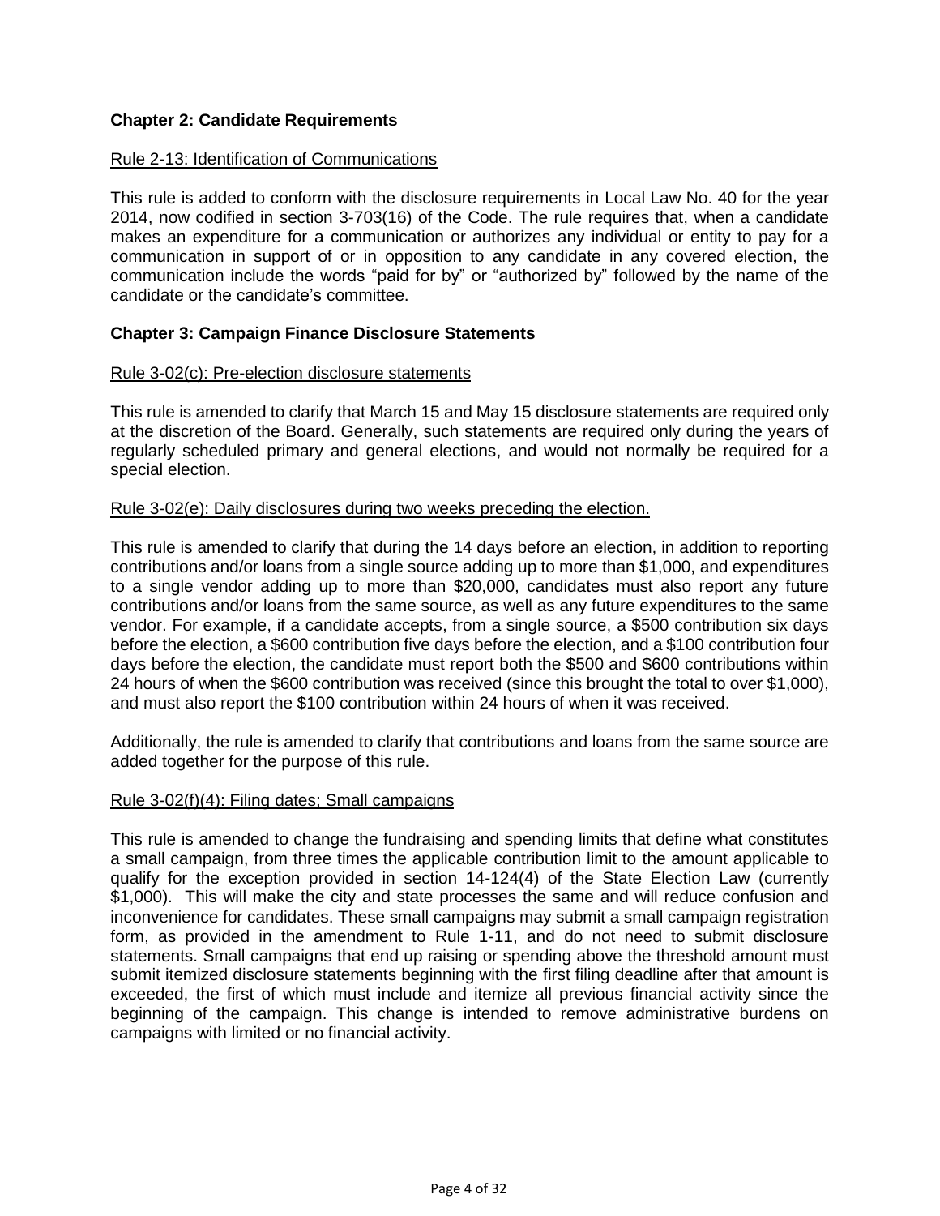### Chapter 2: Candidate Requirements

Rule 2-13: Identification of Communications

This rule is added to conform with the disclosure requirements in Local Law No. 40 for the year 2014, now codified in section 3-703(16) of the Code. The rule requires that, when a candidate makes an expenditure for a communication or authorizes any individual or entity to pay for a communication in support of or in opposition to any candidate in any covered election, the communication include the words “paid for by” or “authorized by” followed by the name of the candidate or the candidate’s committee.

### Chapter 3: Campaign Finance Disclosure Statements

Rule 3-02(c): Pre-election disclosure statements

This rule is amended to clarify that March 15 and May 15 disclosure statements are required only at the discretion of the Board. Generally, such statements are required only during the years of regularly scheduled primary and general elections, and would not normally be required for a special election.

Rule 3-02(e): Daily disclosures during two weeks preceding the election.

This rule is amended to clarify that during the 14 days before an election, in addition to reporting contributions and/or loans from a single source adding up to more than $1,000, and expenditures to a single vendor adding up to more than $20,000, candidates must also report any future contributions and/or loans from the same source, as well as any future expenditures to the same vendor. For example, if a candidate accepts, from a single source, a $500 contribution six days before the election, a $600 contribution five days before the election, and a $100 contribution four days before the election, the candidate must report both the $500 and $600 contributions within 24 hours of when the $600 contribution was received (since this brought the total to over $1,000), and must also report the $100 contribution within 24 hours of when it was received.

Additionally, the rule is amended to clarify that contributions and loans from the same source are added together for the purpose of this rule.

Rule 3-02(f)(4): Filing dates; Small campaigns

This rule is amended to change the fundraising and spending limits that define what constitutes a small campaign, from three times the applicable contribution limit to the amount applicable to qualify for the exception provided in section 14-124(4) of the State Election Law (currently $1,000). This will make the city and state processes the same and will reduce confusion and inconvenience for candidates. These small campaigns may submit a small campaign registration form, as provided in the amendment to Rule 1-11, and do not need to submit disclosure statements. Small campaigns that end up raising or spending above the threshold amount must submit itemized disclosure statements beginning with the first filing deadline after that amount is exceeded, the first of which must include and itemize all previous financial activity since the beginning of the campaign. This change is intended to remove administrative burdens on campaigns with limited or no financial activity.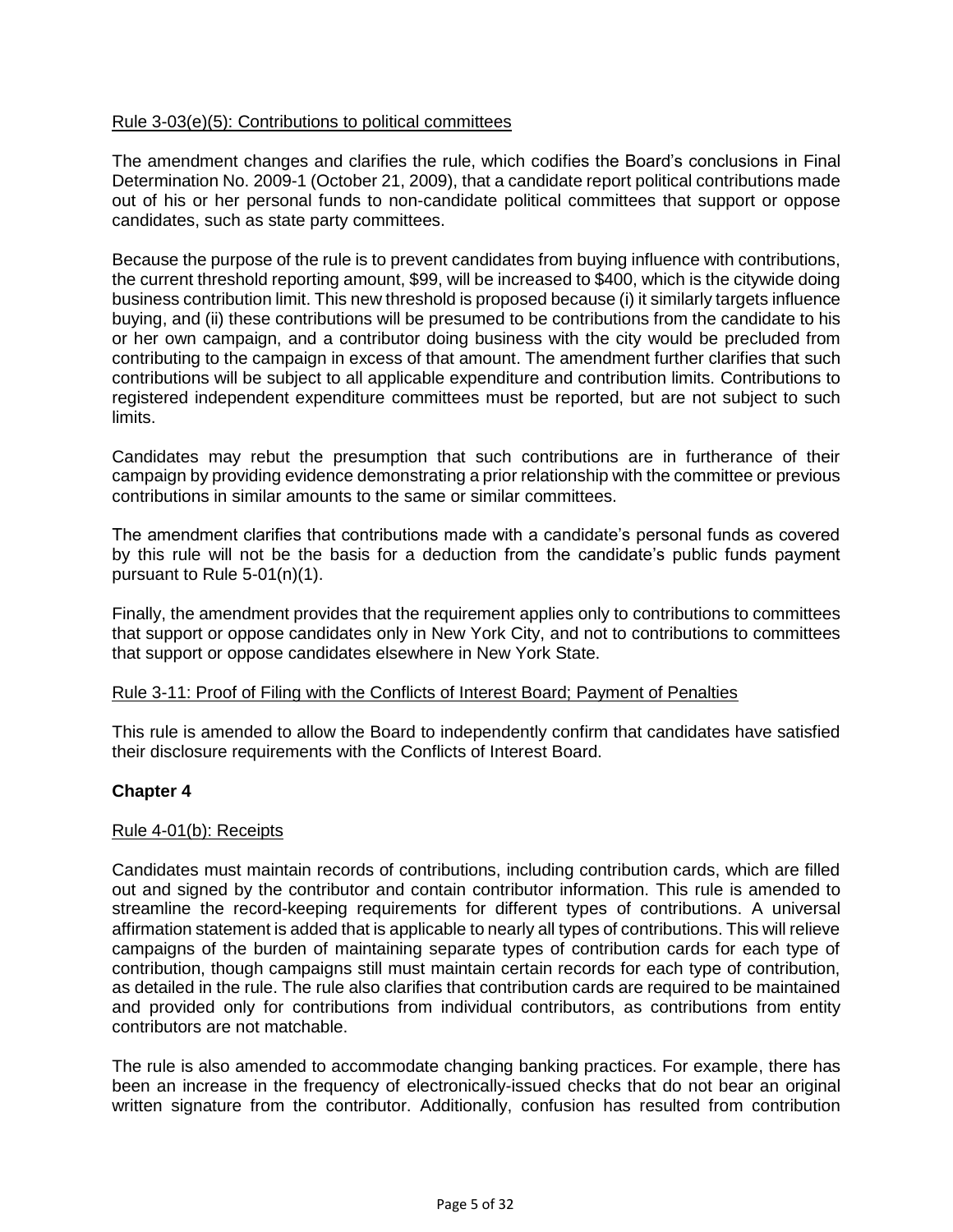Rule 3-03(e)(5): Contributions to political committees

The amendment changes and clarifies the rule, which codifies the Board's conclusions in Final Determination No. 2009-1 (October 21, 2009), that a candidate report political contributions made out of his or her personal funds to non-candidate political committees that support or oppose candidates, such as state party committees.

Because the purpose of the rule is to prevent candidates from buying influence with contributions, the current threshold reporting amount, $99, will be increased to $400, which is the citywide doing business contribution limit. This new threshold is proposed because (i) it similarly targets influence buying, and (ii) these contributions will be presumed to be contributions from the candidate to his or her own campaign, and a contributor doing business with the city would be precluded from contributing to the campaign in excess of that amount. The amendment further clarifies that such contributions will be subject to all applicable expenditure and contribution limits. Contributions to registered independent expenditure committees must be reported, but are not subject to such limits.

Candidates may rebut the presumption that such contributions are in furtherance of their campaign by providing evidence demonstrating a prior relationship with the committee or previous contributions in similar amounts to the same or similar committees.

The amendment clarifies that contributions made with a candidate's personal funds as covered by this rule will not be the basis for a deduction from the candidate's public funds payment pursuant to Rule 5-01(n)(1).

Finally, the amendment provides that the requirement applies only to contributions to committees that support or oppose candidates only in New York City, and not to contributions to committees that support or oppose candidates elsewhere in New York State.

Rule 3-11: Proof of Filing with the Conflicts of Interest Board; Payment of Penalties

This rule is amended to allow the Board to independently confirm that candidates have satisfied their disclosure requirements with the Conflicts of Interest Board.

## Chapter 4

Rule 4-01(b): Receipts

Candidates must maintain records of contributions, including contribution cards, which are filled out and signed by the contributor and contain contributor information. This rule is amended to streamline the record-keeping requirements for different types of contributions. A universal affirmation statement is added that is applicable to nearly all types of contributions. This will relieve campaigns of the burden of maintaining separate types of contribution cards for each type of contribution, though campaigns still must maintain certain records for each type of contribution, as detailed in the rule. The rule also clarifies that contribution cards are required to be maintained and provided only for contributions from individual contributors, as contributions from entity contributors are not matchable.

The rule is also amended to accommodate changing banking practices. For example, there has been an increase in the frequency of electronically-issued checks that do not bear an original written signature from the contributor. Additionally, confusion has resulted from contribution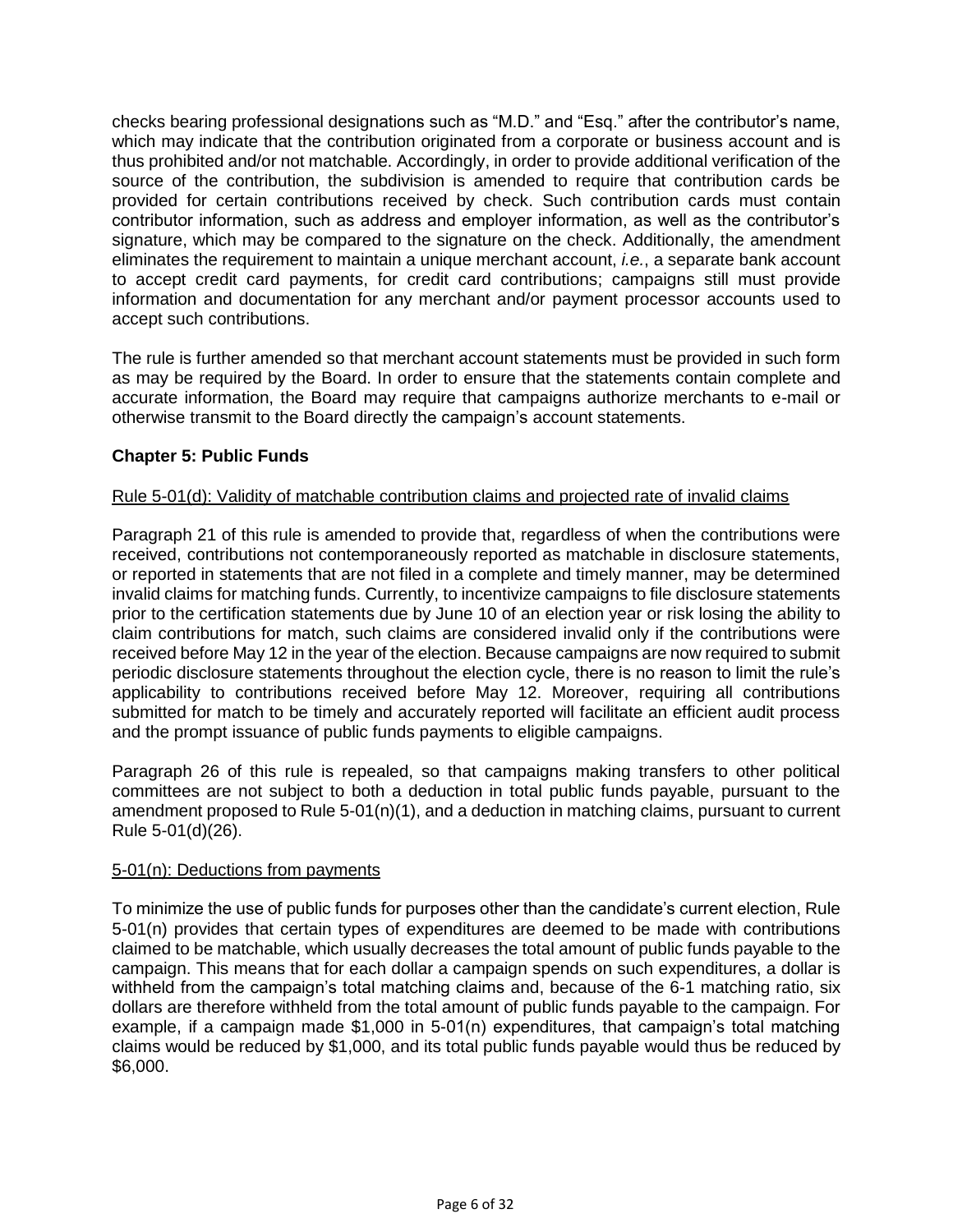checks bearing professional designations such as "M.D." and "Esq." after the contributor's name, which may indicate that the contribution originated from a corporate or business account and is thus prohibited and/or not matchable. Accordingly, in order to provide additional verification of the source of the contribution, the subdivision is amended to require that contribution cards be provided for certain contributions received by check. Such contribution cards must contain contributor information, such as address and employer information, as well as the contributor's signature, which may be compared to the signature on the check. Additionally, the amendment eliminates the requirement to maintain a unique merchant account, *i.e.*, a separate bank account to accept credit card payments, for credit card contributions; campaigns still must provide information and documentation for any merchant and/or payment processor accounts used to accept such contributions.

The rule is further amended so that merchant account statements must be provided in such form as may be required by the Board. In order to ensure that the statements contain complete and accurate information, the Board may require that campaigns authorize merchants to e-mail or otherwise transmit to the Board directly the campaign's account statements.

## Chapter 5: Public Funds

Rule 5-01(d): Validity of matchable contribution claims and projected rate of invalid claims

Paragraph 21 of this rule is amended to provide that, regardless of when the contributions were received, contributions not contemporaneously reported as matchable in disclosure statements, or reported in statements that are not filed in a complete and timely manner, may be determined invalid claims for matching funds. Currently, to incentivize campaigns to file disclosure statements prior to the certification statements due by June 10 of an election year or risk losing the ability to claim contributions for match, such claims are considered invalid only if the contributions were received before May 12 in the year of the election. Because campaigns are now required to submit periodic disclosure statements throughout the election cycle, there is no reason to limit the rule's applicability to contributions received before May 12. Moreover, requiring all contributions submitted for match to be timely and accurately reported will facilitate an efficient audit process and the prompt issuance of public funds payments to eligible campaigns.

Paragraph 26 of this rule is repealed, so that campaigns making transfers to other political committees are not subject to both a deduction in total public funds payable, pursuant to the amendment proposed to Rule 5-01(n)(1), and a deduction in matching claims, pursuant to current Rule 5-01(d)(26).

5-01(n): Deductions from payments

To minimize the use of public funds for purposes other than the candidate's current election, Rule 5-01(n) provides that certain types of expenditures are deemed to be made with contributions claimed to be matchable, which usually decreases the total amount of public funds payable to the campaign. This means that for each dollar a campaign spends on such expenditures, a dollar is withheld from the campaign's total matching claims and, because of the 6-1 matching ratio, six dollars are therefore withheld from the total amount of public funds payable to the campaign. For example, if a campaign made $1,000 in 5-01(n) expenditures, that campaign's total matching claims would be reduced by $1,000, and its total public funds payable would thus be reduced by $6,000.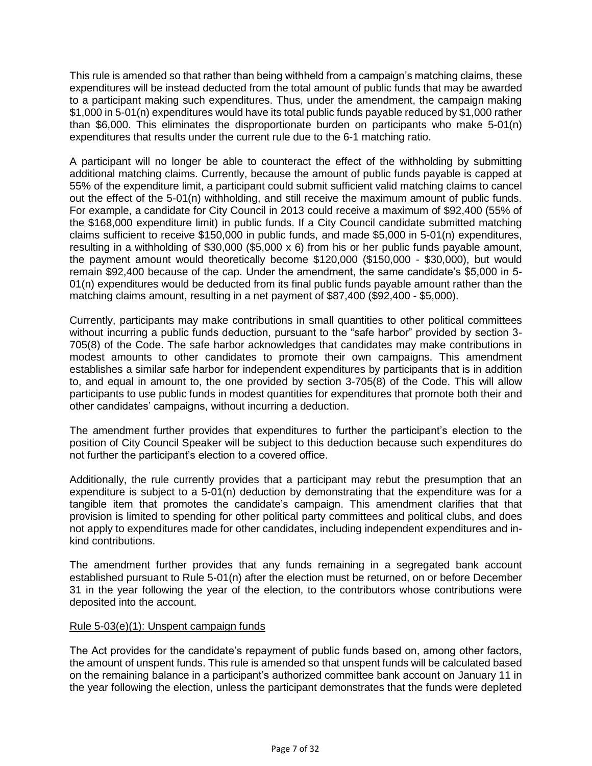This rule is amended so that rather than being withheld from a campaign's matching claims, these expenditures will be instead deducted from the total amount of public funds that may be awarded to a participant making such expenditures. Thus, under the amendment, the campaign making $1,000 in 5-01(n) expenditures would have its total public funds payable reduced by $1,000 rather than $6,000. This eliminates the disproportionate burden on participants who make 5-01(n) expenditures that results under the current rule due to the 6-1 matching ratio.

A participant will no longer be able to counteract the effect of the withholding by submitting additional matching claims. Currently, because the amount of public funds payable is capped at 55% of the expenditure limit, a participant could submit sufficient valid matching claims to cancel out the effect of the 5-01(n) withholding, and still receive the maximum amount of public funds. For example, a candidate for City Council in 2013 could receive a maximum of $92,400 (55% of the $168,000 expenditure limit) in public funds. If a City Council candidate submitted matching claims sufficient to receive $150,000 in public funds, and made $5,000 in 5-01(n) expenditures, resulting in a withholding of $30,000 ($5,000 x 6) from his or her public funds payable amount, the payment amount would theoretically become $120,000 ($150,000 - $30,000), but would remain $92,400 because of the cap. Under the amendment, the same candidate's $5,000 in 5-01(n) expenditures would be deducted from its final public funds payable amount rather than the matching claims amount, resulting in a net payment of $87,400 ($92,400 - $5,000).

Currently, participants may make contributions in small quantities to other political committees without incurring a public funds deduction, pursuant to the "safe harbor" provided by section 3-705(8) of the Code. The safe harbor acknowledges that candidates may make contributions in modest amounts to other candidates to promote their own campaigns. This amendment establishes a similar safe harbor for independent expenditures by participants that is in addition to, and equal in amount to, the one provided by section 3-705(8) of the Code. This will allow participants to use public funds in modest quantities for expenditures that promote both their and other candidates' campaigns, without incurring a deduction.

The amendment further provides that expenditures to further the participant's election to the position of City Council Speaker will be subject to this deduction because such expenditures do not further the participant's election to a covered office.

Additionally, the rule currently provides that a participant may rebut the presumption that an expenditure is subject to a 5-01(n) deduction by demonstrating that the expenditure was for a tangible item that promotes the candidate's campaign. This amendment clarifies that that provision is limited to spending for other political party committees and political clubs, and does not apply to expenditures made for other candidates, including independent expenditures and in-kind contributions.

The amendment further provides that any funds remaining in a segregated bank account established pursuant to Rule 5-01(n) after the election must be returned, on or before December 31 in the year following the year of the election, to the contributors whose contributions were deposited into the account.

<u>Rule 5-03(e)(1): Unspent campaign funds</u>

The Act provides for the candidate's repayment of public funds based on, among other factors, the amount of unspent funds. This rule is amended so that unspent funds will be calculated based on the remaining balance in a participant's authorized committee bank account on January 11 in the year following the election, unless the participant demonstrates that the funds were depleted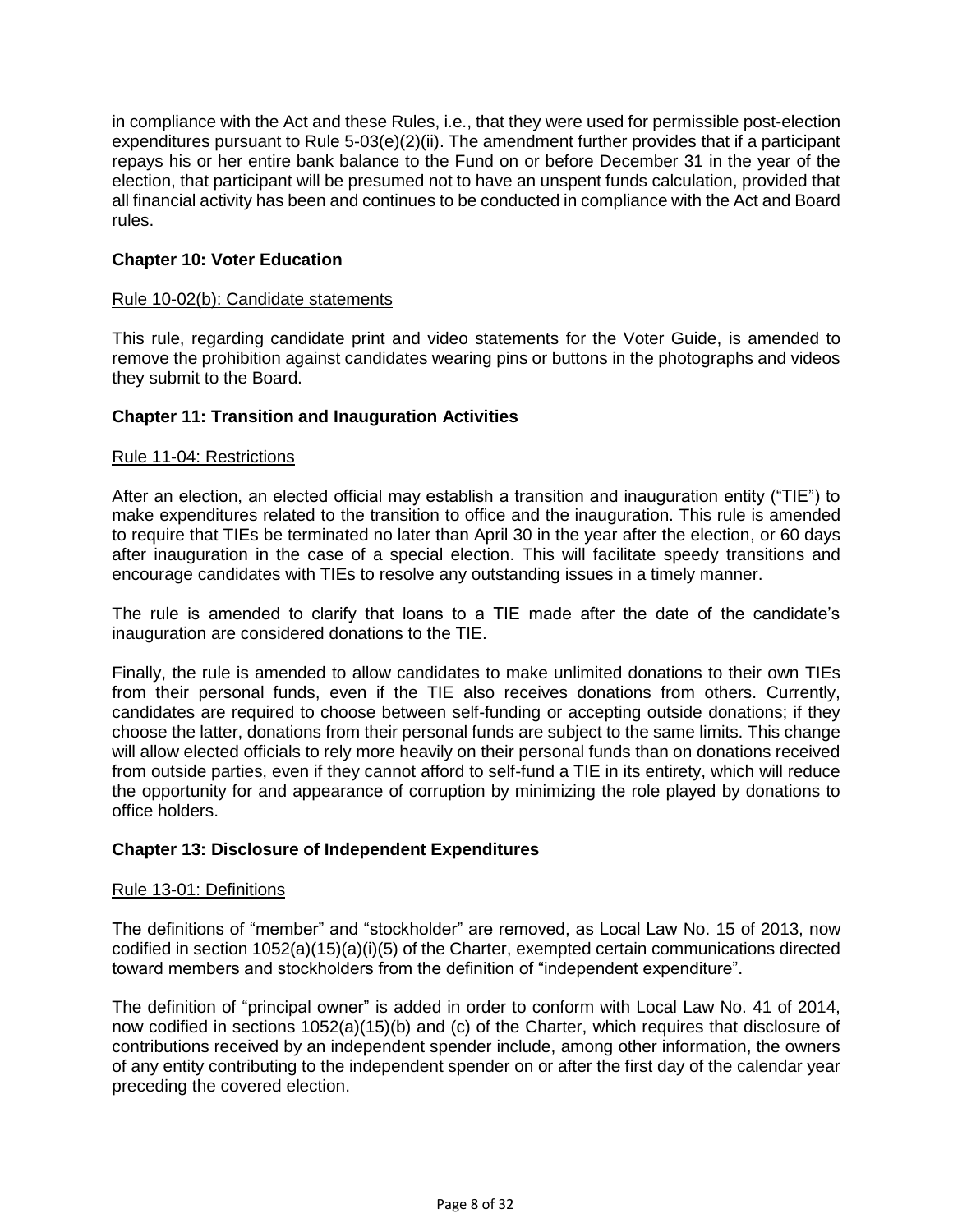in compliance with the Act and these Rules, i.e., that they were used for permissible post-election expenditures pursuant to Rule 5-03(e)(2)(ii). The amendment further provides that if a participant repays his or her entire bank balance to the Fund on or before December 31 in the year of the election, that participant will be presumed not to have an unspent funds calculation, provided that all financial activity has been and continues to be conducted in compliance with the Act and Board rules.

### Chapter 10: Voter Education

Rule 10-02(b): Candidate statements

This rule, regarding candidate print and video statements for the Voter Guide, is amended to remove the prohibition against candidates wearing pins or buttons in the photographs and videos they submit to the Board.

### Chapter 11: Transition and Inauguration Activities

Rule 11-04: Restrictions

After an election, an elected official may establish a transition and inauguration entity ("TIE") to make expenditures related to the transition to office and the inauguration. This rule is amended to require that TIEs be terminated no later than April 30 in the year after the election, or 60 days after inauguration in the case of a special election. This will facilitate speedy transitions and encourage candidates with TIEs to resolve any outstanding issues in a timely manner.

The rule is amended to clarify that loans to a TIE made after the date of the candidate's inauguration are considered donations to the TIE.

Finally, the rule is amended to allow candidates to make unlimited donations to their own TIEs from their personal funds, even if the TIE also receives donations from others. Currently, candidates are required to choose between self-funding or accepting outside donations; if they choose the latter, donations from their personal funds are subject to the same limits. This change will allow elected officials to rely more heavily on their personal funds than on donations received from outside parties, even if they cannot afford to self-fund a TIE in its entirety, which will reduce the opportunity for and appearance of corruption by minimizing the role played by donations to office holders.

### Chapter 13: Disclosure of Independent Expenditures

Rule 13-01: Definitions

The definitions of "member" and "stockholder" are removed, as Local Law No. 15 of 2013, now codified in section 1052(a)(15)(a)(i)(5) of the Charter, exempted certain communications directed toward members and stockholders from the definition of "independent expenditure".

The definition of "principal owner" is added in order to conform with Local Law No. 41 of 2014, now codified in sections 1052(a)(15)(b) and (c) of the Charter, which requires that disclosure of contributions received by an independent spender include, among other information, the owners of any entity contributing to the independent spender on or after the first day of the calendar year preceding the covered election.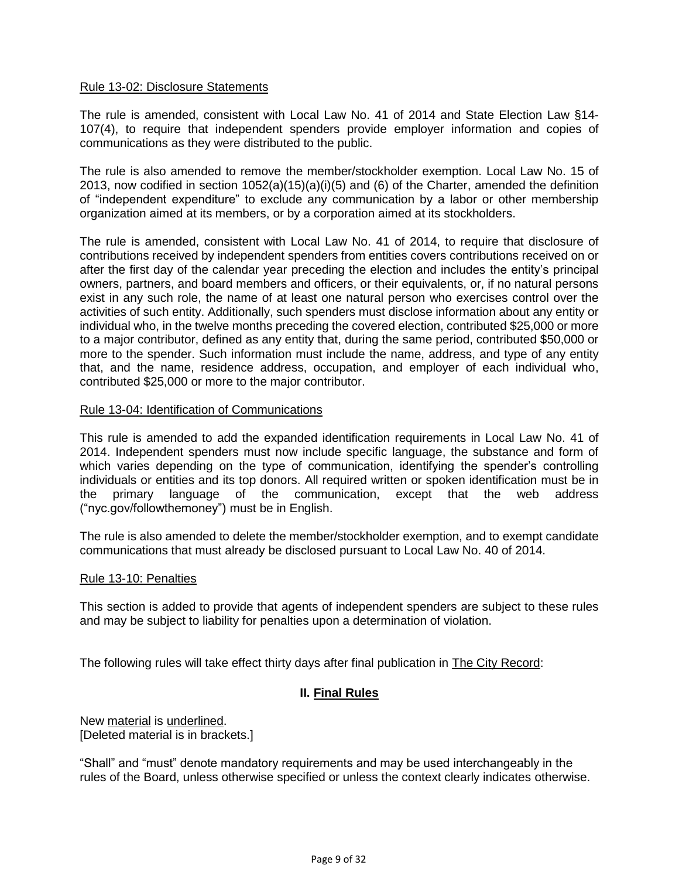<u>Rule 13-02: Disclosure Statements</u>

The rule is amended, consistent with Local Law No. 41 of 2014 and State Election Law §14-107(4), to require that independent spenders provide employer information and copies of communications as they were distributed to the public.

The rule is also amended to remove the member/stockholder exemption. Local Law No. 15 of 2013, now codified in section 1052(a)(15)(a)(i)(5) and (6) of the Charter, amended the definition of "independent expenditure" to exclude any communication by a labor or other membership organization aimed at its members, or by a corporation aimed at its stockholders.

The rule is amended, consistent with Local Law No. 41 of 2014, to require that disclosure of contributions received by independent spenders from entities covers contributions received on or after the first day of the calendar year preceding the election and includes the entity's principal owners, partners, and board members and officers, or their equivalents, or, if no natural persons exist in any such role, the name of at least one natural person who exercises control over the activities of such entity. Additionally, such spenders must disclose information about any entity or individual who, in the twelve months preceding the covered election, contributed $25,000 or more to a major contributor, defined as any entity that, during the same period, contributed $50,000 or more to the spender. Such information must include the name, address, and type of any entity that, and the name, residence address, occupation, and employer of each individual who, contributed $25,000 or more to the major contributor.

<u>Rule 13-04: Identification of Communications</u>

This rule is amended to add the expanded identification requirements in Local Law No. 41 of 2014. Independent spenders must now include specific language, the substance and form of which varies depending on the type of communication, identifying the spender's controlling individuals or entities and its top donors. All required written or spoken identification must be in the primary language of the communication, except that the web address ("nyc.gov/followthemoney") must be in English.

The rule is also amended to delete the member/stockholder exemption, and to exempt candidate communications that must already be disclosed pursuant to Local Law No. 40 of 2014.

<u>Rule 13-10: Penalties</u>

This section is added to provide that agents of independent spenders are subject to these rules and may be subject to liability for penalties upon a determination of violation.

The following rules will take effect thirty days after final publication in <u>The City Record</u>:

## II. <u>Final Rules</u>

New <u>material</u> is <u>underlined</u>.
[Deleted material is in brackets.]

"Shall" and "must" denote mandatory requirements and may be used interchangeably in the rules of the Board, unless otherwise specified or unless the context clearly indicates otherwise.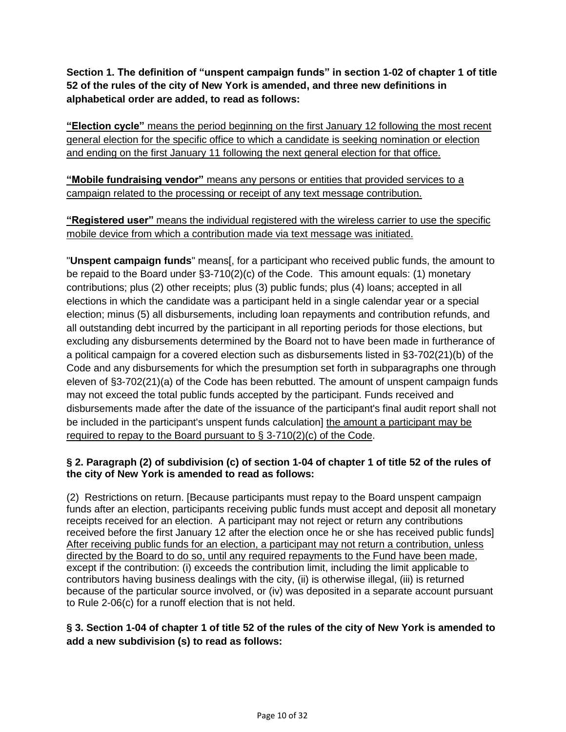**Section 1. The definition of "unspent campaign funds" in section 1-02 of chapter 1 of title 52 of the rules of the city of New York is amended, and three new definitions in alphabetical order are added, to read as follows:**

<u>**"Election cycle"** means the period beginning on the first January 12 following the most recent general election for the specific office to which a candidate is seeking nomination or election and ending on the first January 11 following the next general election for that office.</u>

<u>**"Mobile fundraising vendor"** means any persons or entities that provided services to a campaign related to the processing or receipt of any text message contribution.</u>

<u>**"Registered user"** means the individual registered with the wireless carrier to use the specific mobile device from which a contribution made via text message was initiated.</u>

"**Unspent campaign funds**" means[, for a participant who received public funds, the amount to be repaid to the Board under §3-710(2)(c) of the Code. This amount equals: (1) monetary contributions; plus (2) other receipts; plus (3) public funds; plus (4) loans; accepted in all elections in which the candidate was a participant held in a single calendar year or a special election; minus (5) all disbursements, including loan repayments and contribution refunds, and all outstanding debt incurred by the participant in all reporting periods for those elections, but excluding any disbursements determined by the Board not to have been made in furtherance of a political campaign for a covered election such as disbursements listed in §3-702(21)(b) of the Code and any disbursements for which the presumption set forth in subparagraphs one through eleven of §3-702(21)(a) of the Code has been rebutted. The amount of unspent campaign funds may not exceed the total public funds accepted by the participant. Funds received and disbursements made after the date of the issuance of the participant's final audit report shall not be included in the participant's unspent funds calculation] <u>the amount a participant may be required to repay to the Board pursuant to § 3-710(2)(c) of the Code</u>.

**§ 2. Paragraph (2) of subdivision (c) of section 1-04 of chapter 1 of title 52 of the rules of the city of New York is amended to read as follows:**

(2) Restrictions on return. [Because participants must repay to the Board unspent campaign funds after an election, participants receiving public funds must accept and deposit all monetary receipts received for an election. A participant may not reject or return any contributions received before the first January 12 after the election once he or she has received public funds] <u>After receiving public funds for an election, a participant may not return a contribution, unless directed by the Board to do so, until any required repayments to the Fund have been made</u>, except if the contribution: (i) exceeds the contribution limit, including the limit applicable to contributors having business dealings with the city, (ii) is otherwise illegal, (iii) is returned because of the particular source involved, or (iv) was deposited in a separate account pursuant to Rule 2-06(c) for a runoff election that is not held.

**§ 3. Section 1-04 of chapter 1 of title 52 of the rules of the city of New York is amended to add a new subdivision (s) to read as follows:**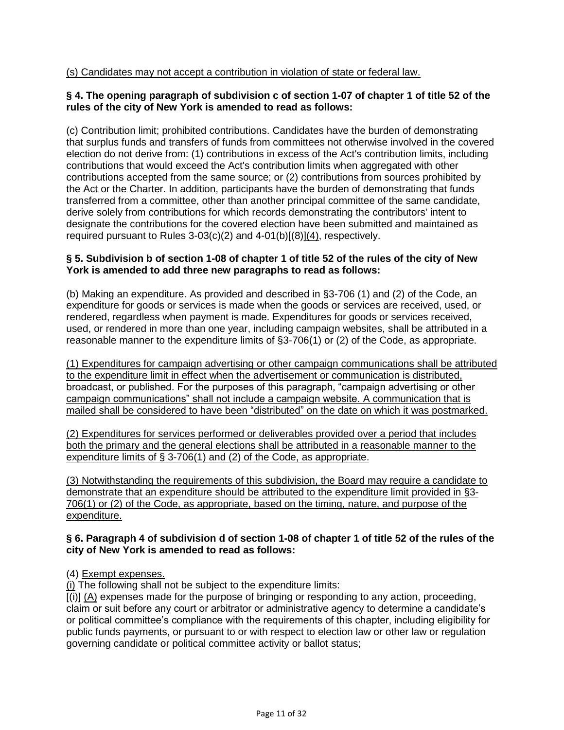(s) Candidates may not accept a contribution in violation of state or federal law.

**§ 4. The opening paragraph of subdivision c of section 1-07 of chapter 1 of title 52 of the rules of the city of New York is amended to read as follows:**

(c) Contribution limit; prohibited contributions. Candidates have the burden of demonstrating that surplus funds and transfers of funds from committees not otherwise involved in the covered election do not derive from: (1) contributions in excess of the Act's contribution limits, including contributions that would exceed the Act's contribution limits when aggregated with other contributions accepted from the same source; or (2) contributions from sources prohibited by the Act or the Charter. In addition, participants have the burden of demonstrating that funds transferred from a committee, other than another principal committee of the same candidate, derive solely from contributions for which records demonstrating the contributors' intent to designate the contributions for the covered election have been submitted and maintained as required pursuant to Rules 3-03(c)(2) and 4-01(b)[(8)](4), respectively.

**§ 5. Subdivision b of section 1-08 of chapter 1 of title 52 of the rules of the city of New York is amended to add three new paragraphs to read as follows:**

(b) Making an expenditure. As provided and described in §3-706 (1) and (2) of the Code, an expenditure for goods or services is made when the goods or services are received, used, or rendered, regardless when payment is made. Expenditures for goods or services received, used, or rendered in more than one year, including campaign websites, shall be attributed in a reasonable manner to the expenditure limits of §3-706(1) or (2) of the Code, as appropriate.

(1) Expenditures for campaign advertising or other campaign communications shall be attributed to the expenditure limit in effect when the advertisement or communication is distributed, broadcast, or published. For the purposes of this paragraph, "campaign advertising or other campaign communications" shall not include a campaign website. A communication that is mailed shall be considered to have been "distributed" on the date on which it was postmarked.

(2) Expenditures for services performed or deliverables provided over a period that includes both the primary and the general elections shall be attributed in a reasonable manner to the expenditure limits of § 3-706(1) and (2) of the Code, as appropriate.

(3) Notwithstanding the requirements of this subdivision, the Board may require a candidate to demonstrate that an expenditure should be attributed to the expenditure limit provided in §3-706(1) or (2) of the Code, as appropriate, based on the timing, nature, and purpose of the expenditure.

**§ 6. Paragraph 4 of subdivision d of section 1-08 of chapter 1 of title 52 of the rules of the city of New York is amended to read as follows:**

(4) Exempt expenses.

(i) The following shall not be subject to the expenditure limits:

[(i)] (A) expenses made for the purpose of bringing or responding to any action, proceeding, claim or suit before any court or arbitrator or administrative agency to determine a candidate's or political committee's compliance with the requirements of this chapter, including eligibility for public funds payments, or pursuant to or with respect to election law or other law or regulation governing candidate or political committee activity or ballot status;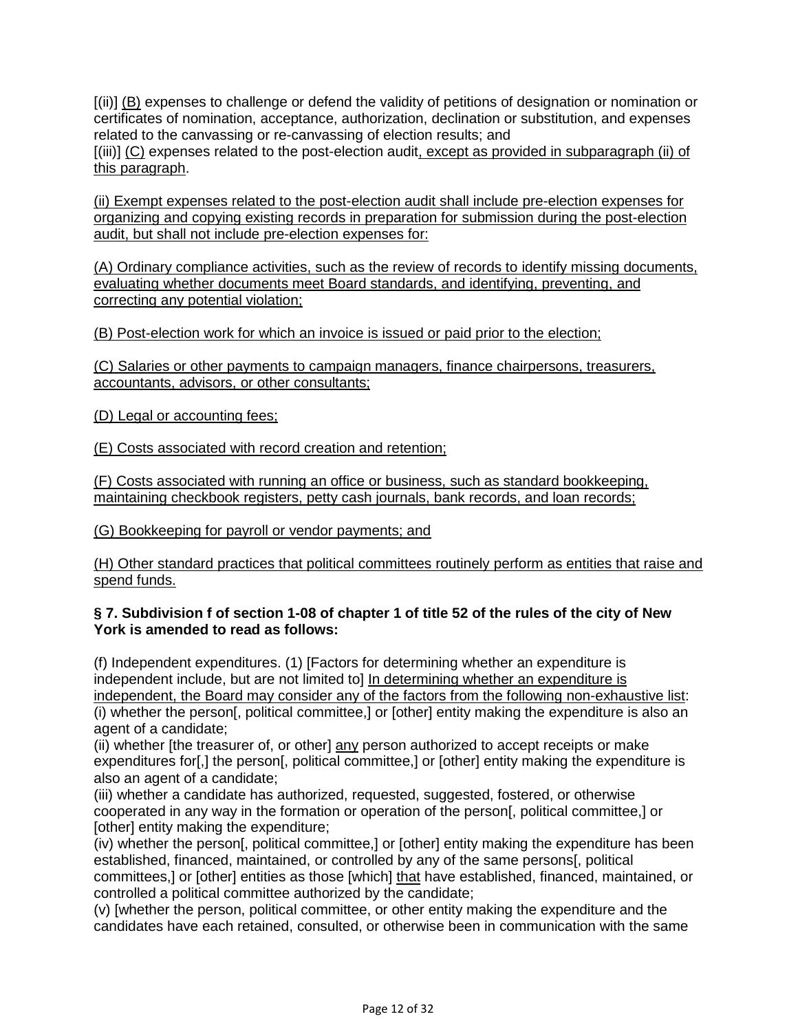[(ii)] (B) expenses to challenge or defend the validity of petitions of designation or nomination or certificates of nomination, acceptance, authorization, declination or substitution, and expenses related to the canvassing or re-canvassing of election results; and
[(iii)] (C) expenses related to the post-election audit, except as provided in subparagraph (ii) of this paragraph.

(ii) Exempt expenses related to the post-election audit shall include pre-election expenses for organizing and copying existing records in preparation for submission during the post-election audit, but shall not include pre-election expenses for:

(A) Ordinary compliance activities, such as the review of records to identify missing documents, evaluating whether documents meet Board standards, and identifying, preventing, and correcting any potential violation;

(B) Post-election work for which an invoice is issued or paid prior to the election;

(C) Salaries or other payments to campaign managers, finance chairpersons, treasurers, accountants, advisors, or other consultants;

(D) Legal or accounting fees;

(E) Costs associated with record creation and retention;

(F) Costs associated with running an office or business, such as standard bookkeeping, maintaining checkbook registers, petty cash journals, bank records, and loan records;

(G) Bookkeeping for payroll or vendor payments; and

(H) Other standard practices that political committees routinely perform as entities that raise and spend funds.

**§ 7. Subdivision f of section 1-08 of chapter 1 of title 52 of the rules of the city of New York is amended to read as follows:**

(f) Independent expenditures. (1) [Factors for determining whether an expenditure is independent include, but are not limited to] In determining whether an expenditure is independent, the Board may consider any of the factors from the following non-exhaustive list:
(i) whether the person[, political committee,] or [other] entity making the expenditure is also an agent of a candidate;
(ii) whether [the treasurer of, or other] any person authorized to accept receipts or make expenditures for[,] the person[, political committee,] or [other] entity making the expenditure is also an agent of a candidate;
(iii) whether a candidate has authorized, requested, suggested, fostered, or otherwise cooperated in any way in the formation or operation of the person[, political committee,] or [other] entity making the expenditure;
(iv) whether the person[, political committee,] or [other] entity making the expenditure has been established, financed, maintained, or controlled by any of the same persons[, political committees,] or [other] entities as those [which] that have established, financed, maintained, or controlled a political committee authorized by the candidate;
(v) [whether the person, political committee, or other entity making the expenditure and the candidates have each retained, consulted, or otherwise been in communication with the same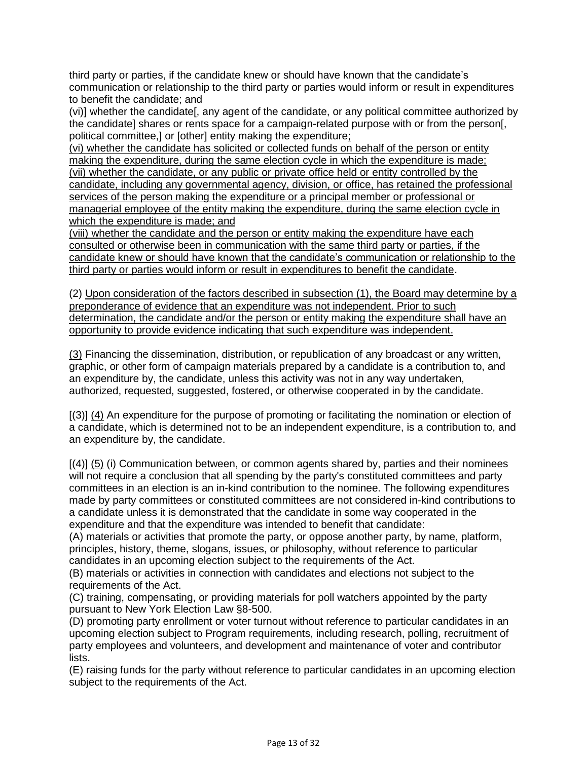third party or parties, if the candidate knew or should have known that the candidate's communication or relationship to the third party or parties would inform or result in expenditures to benefit the candidate; and
(vi)] whether the candidate[, any agent of the candidate, or any political committee authorized by the candidate] shares or rents space for a campaign-related purpose with or from the person[, political committee,] or [other] entity making the expenditure;
(vi) whether the candidate has solicited or collected funds on behalf of the person or entity making the expenditure, during the same election cycle in which the expenditure is made;
(vii) whether the candidate, or any public or private office held or entity controlled by the candidate, including any governmental agency, division, or office, has retained the professional services of the person making the expenditure or a principal member or professional or managerial employee of the entity making the expenditure, during the same election cycle in which the expenditure is made; and
(viii) whether the candidate and the person or entity making the expenditure have each consulted or otherwise been in communication with the same third party or parties, if the candidate knew or should have known that the candidate's communication or relationship to the third party or parties would inform or result in expenditures to benefit the candidate.

(2) Upon consideration of the factors described in subsection (1), the Board may determine by a preponderance of evidence that an expenditure was not independent. Prior to such determination, the candidate and/or the person or entity making the expenditure shall have an opportunity to provide evidence indicating that such expenditure was independent.

(3) Financing the dissemination, distribution, or republication of any broadcast or any written, graphic, or other form of campaign materials prepared by a candidate is a contribution to, and an expenditure by, the candidate, unless this activity was not in any way undertaken, authorized, requested, suggested, fostered, or otherwise cooperated in by the candidate.

[(3)] (4) An expenditure for the purpose of promoting or facilitating the nomination or election of a candidate, which is determined not to be an independent expenditure, is a contribution to, and an expenditure by, the candidate.

[(4)] (5) (i) Communication between, or common agents shared by, parties and their nominees will not require a conclusion that all spending by the party's constituted committees and party committees in an election is an in-kind contribution to the nominee. The following expenditures made by party committees or constituted committees are not considered in-kind contributions to a candidate unless it is demonstrated that the candidate in some way cooperated in the expenditure and that the expenditure was intended to benefit that candidate:
(A) materials or activities that promote the party, or oppose another party, by name, platform, principles, history, theme, slogans, issues, or philosophy, without reference to particular candidates in an upcoming election subject to the requirements of the Act.
(B) materials or activities in connection with candidates and elections not subject to the requirements of the Act.
(C) training, compensating, or providing materials for poll watchers appointed by the party pursuant to New York Election Law §8-500.
(D) promoting party enrollment or voter turnout without reference to particular candidates in an upcoming election subject to Program requirements, including research, polling, recruitment of party employees and volunteers, and development and maintenance of voter and contributor lists.
(E) raising funds for the party without reference to particular candidates in an upcoming election subject to the requirements of the Act.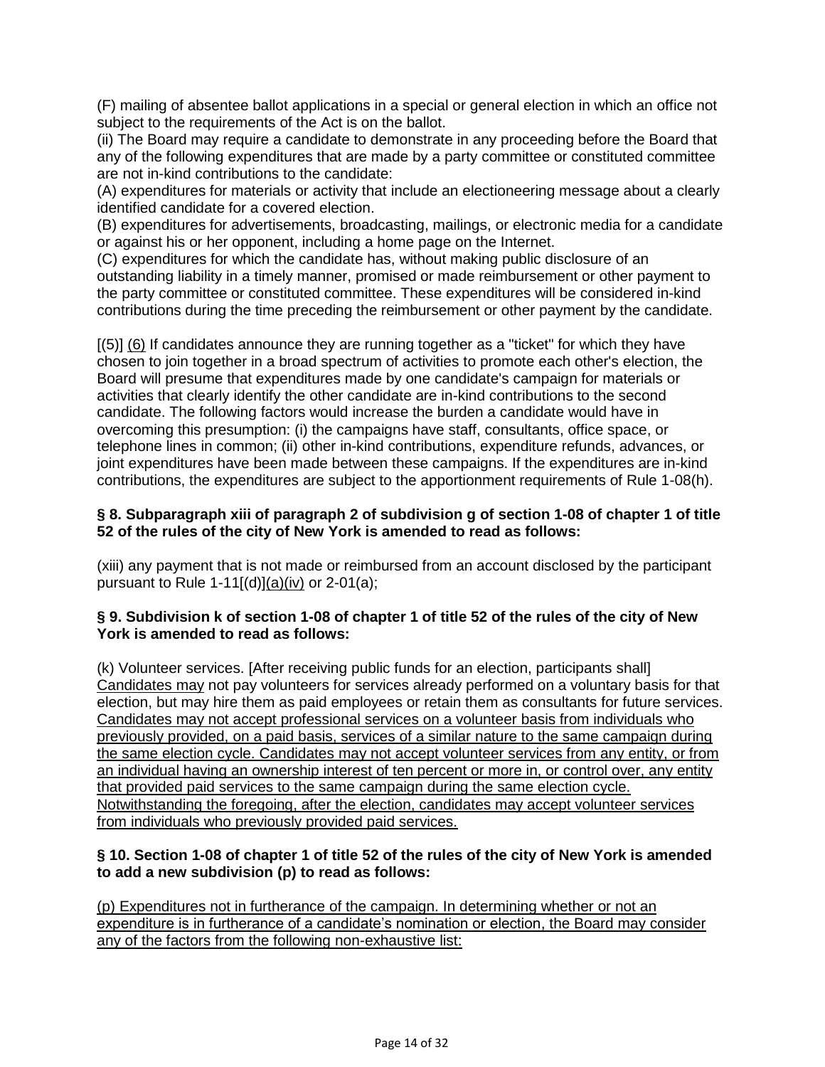(F) mailing of absentee ballot applications in a special or general election in which an office not subject to the requirements of the Act is on the ballot.

(ii) The Board may require a candidate to demonstrate in any proceeding before the Board that any of the following expenditures that are made by a party committee or constituted committee are not in-kind contributions to the candidate:

(A) expenditures for materials or activity that include an electioneering message about a clearly identified candidate for a covered election.

(B) expenditures for advertisements, broadcasting, mailings, or electronic media for a candidate or against his or her opponent, including a home page on the Internet.

(C) expenditures for which the candidate has, without making public disclosure of an outstanding liability in a timely manner, promised or made reimbursement or other payment to the party committee or constituted committee. These expenditures will be considered in-kind contributions during the time preceding the reimbursement or other payment by the candidate.

[(5)] <u>(6)</u> If candidates announce they are running together as a "ticket" for which they have chosen to join together in a broad spectrum of activities to promote each other's election, the Board will presume that expenditures made by one candidate's campaign for materials or activities that clearly identify the other candidate are in-kind contributions to the second candidate. The following factors would increase the burden a candidate would have in overcoming this presumption: (i) the campaigns have staff, consultants, office space, or telephone lines in common; (ii) other in-kind contributions, expenditure refunds, advances, or joint expenditures have been made between these campaigns. If the expenditures are in-kind contributions, the expenditures are subject to the apportionment requirements of Rule 1-08(h).

**§ 8. Subparagraph xiii of paragraph 2 of subdivision g of section 1-08 of chapter 1 of title 52 of the rules of the city of New York is amended to read as follows:**

(xiii) any payment that is not made or reimbursed from an account disclosed by the participant pursuant to Rule 1-11[(d)]<u>(a)(iv)</u> or 2-01(a);

**§ 9. Subdivision k of section 1-08 of chapter 1 of title 52 of the rules of the city of New York is amended to read as follows:**

(k) Volunteer services. [After receiving public funds for an election, participants shall] <u>Candidates may</u> not pay volunteers for services already performed on a voluntary basis for that election, but may hire them as paid employees or retain them as consultants for future services. <u>Candidates may not accept professional services on a volunteer basis from individuals who previously provided, on a paid basis, services of a similar nature to the same campaign during the same election cycle. Candidates may not accept volunteer services from any entity, or from an individual having an ownership interest of ten percent or more in, or control over, any entity that provided paid services to the same campaign during the same election cycle. Notwithstanding the foregoing, after the election, candidates may accept volunteer services from individuals who previously provided paid services.</u>

**§ 10. Section 1-08 of chapter 1 of title 52 of the rules of the city of New York is amended to add a new subdivision (p) to read as follows:**

<u>(p) Expenditures not in furtherance of the campaign. In determining whether or not an expenditure is in furtherance of a candidate's nomination or election, the Board may consider any of the factors from the following non-exhaustive list:</u>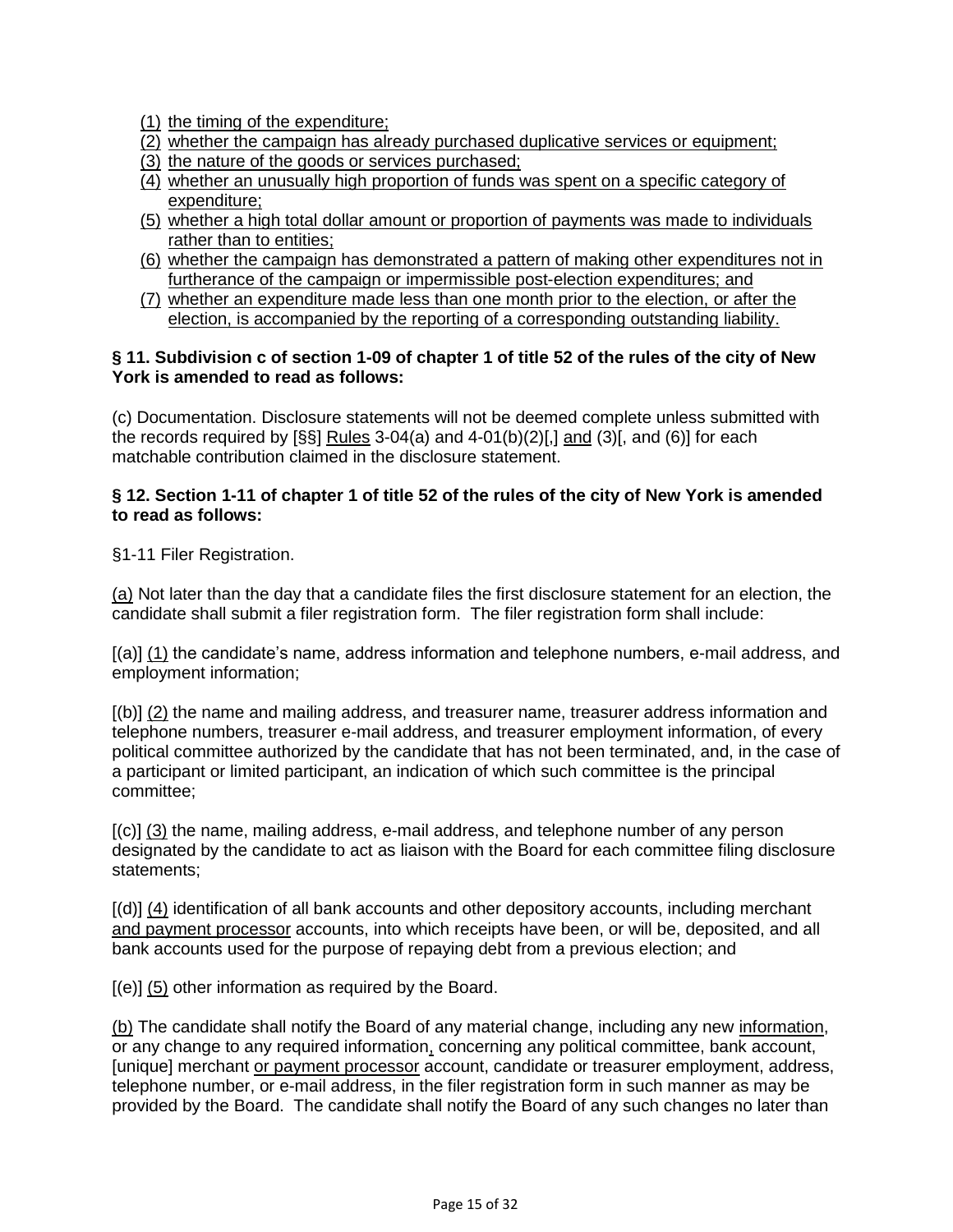(1) the timing of the expenditure;
(2) whether the campaign has already purchased duplicative services or equipment;
(3) the nature of the goods or services purchased;
(4) whether an unusually high proportion of funds was spent on a specific category of expenditure;
(5) whether a high total dollar amount or proportion of payments was made to individuals rather than to entities;
(6) whether the campaign has demonstrated a pattern of making other expenditures not in furtherance of the campaign or impermissible post-election expenditures; and
(7) whether an expenditure made less than one month prior to the election, or after the election, is accompanied by the reporting of a corresponding outstanding liability.

**§ 11. Subdivision c of section 1-09 of chapter 1 of title 52 of the rules of the city of New York is amended to read as follows:**

(c) Documentation. Disclosure statements will not be deemed complete unless submitted with the records required by [§§] Rules 3-04(a) and 4-01(b)(2)[,] and (3)[, and (6)] for each matchable contribution claimed in the disclosure statement.

**§ 12. Section 1-11 of chapter 1 of title 52 of the rules of the city of New York is amended to read as follows:**

§1-11 Filer Registration.

(a) Not later than the day that a candidate files the first disclosure statement for an election, the candidate shall submit a filer registration form. The filer registration form shall include:

[(a)] (1) the candidate's name, address information and telephone numbers, e-mail address, and employment information;

[(b)] (2) the name and mailing address, and treasurer name, treasurer address information and telephone numbers, treasurer e-mail address, and treasurer employment information, of every political committee authorized by the candidate that has not been terminated, and, in the case of a participant or limited participant, an indication of which such committee is the principal committee;

[(c)] (3) the name, mailing address, e-mail address, and telephone number of any person designated by the candidate to act as liaison with the Board for each committee filing disclosure statements;

[(d)] (4) identification of all bank accounts and other depository accounts, including merchant and payment processor accounts, into which receipts have been, or will be, deposited, and all bank accounts used for the purpose of repaying debt from a previous election; and

[(e)] (5) other information as required by the Board.

(b) The candidate shall notify the Board of any material change, including any new information, or any change to any required information, concerning any political committee, bank account, [unique] merchant or payment processor account, candidate or treasurer employment, address, telephone number, or e-mail address, in the filer registration form in such manner as may be provided by the Board. The candidate shall notify the Board of any such changes no later than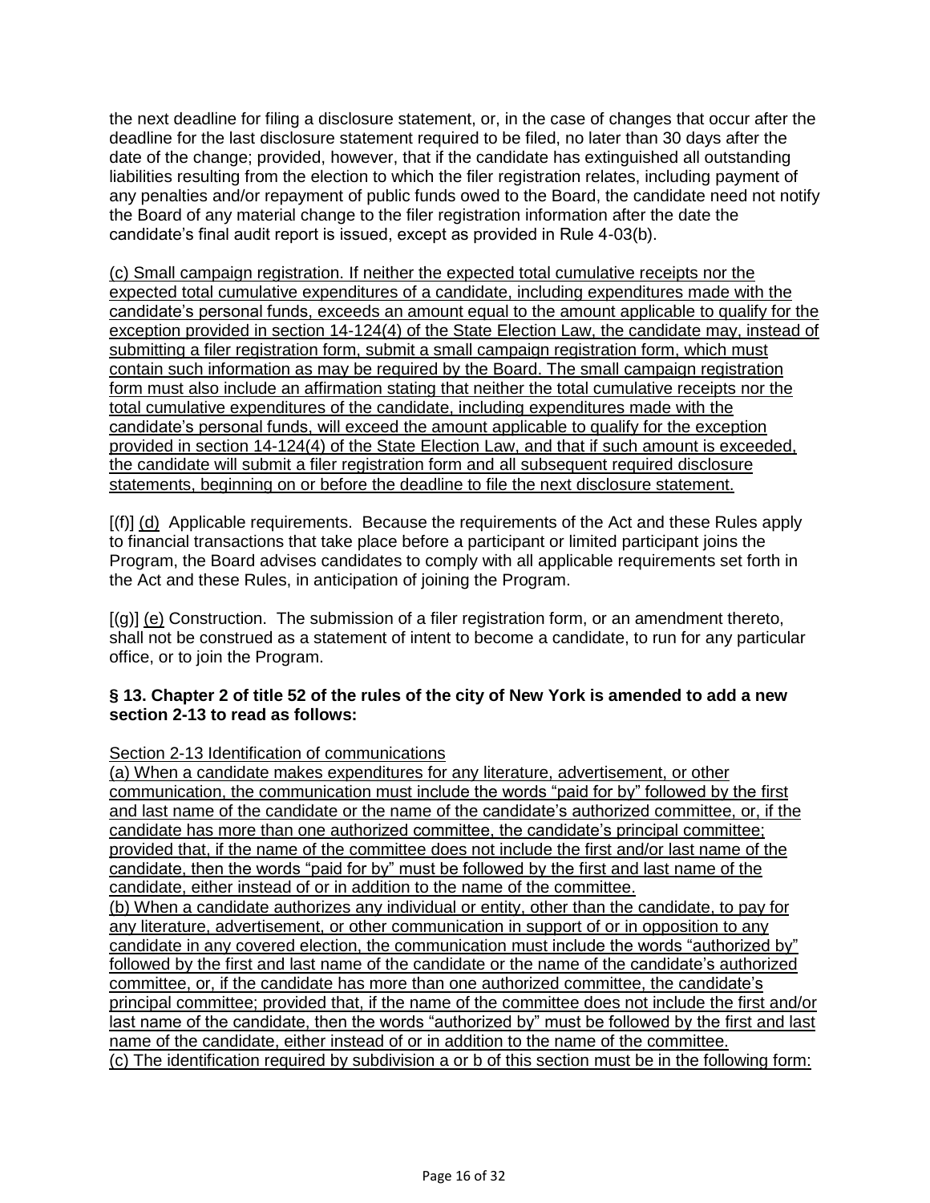the next deadline for filing a disclosure statement, or, in the case of changes that occur after the deadline for the last disclosure statement required to be filed, no later than 30 days after the date of the change; provided, however, that if the candidate has extinguished all outstanding liabilities resulting from the election to which the filer registration relates, including payment of any penalties and/or repayment of public funds owed to the Board, the candidate need not notify the Board of any material change to the filer registration information after the date the candidate's final audit report is issued, except as provided in Rule 4-03(b).

<u>(c) Small campaign registration. If neither the expected total cumulative receipts nor the expected total cumulative expenditures of a candidate, including expenditures made with the candidate's personal funds, exceeds an amount equal to the amount applicable to qualify for the exception provided in section 14-124(4) of the State Election Law, the candidate may, instead of submitting a filer registration form, submit a small campaign registration form, which must contain such information as may be required by the Board. The small campaign registration form must also include an affirmation stating that neither the total cumulative receipts nor the total cumulative expenditures of the candidate, including expenditures made with the candidate's personal funds, will exceed the amount applicable to qualify for the exception provided in section 14-124(4) of the State Election Law, and that if such amount is exceeded, the candidate will submit a filer registration form and all subsequent required disclosure statements, beginning on or before the deadline to file the next disclosure statement.</u>

[(f)] <u>(d)</u> Applicable requirements. Because the requirements of the Act and these Rules apply to financial transactions that take place before a participant or limited participant joins the Program, the Board advises candidates to comply with all applicable requirements set forth in the Act and these Rules, in anticipation of joining the Program.

[(g)] <u>(e)</u> Construction. The submission of a filer registration form, or an amendment thereto, shall not be construed as a statement of intent to become a candidate, to run for any particular office, or to join the Program.

**§ 13. Chapter 2 of title 52 of the rules of the city of New York is amended to add a new section 2-13 to read as follows:**

<u>Section 2-13 Identification of communications</u>

<u>(a) When a candidate makes expenditures for any literature, advertisement, or other communication, the communication must include the words "paid for by" followed by the first and last name of the candidate or the name of the candidate's authorized committee, or, if the candidate has more than one authorized committee, the candidate's principal committee; provided that, if the name of the committee does not include the first and/or last name of the candidate, then the words "paid for by" must be followed by the first and last name of the candidate, either instead of or in addition to the name of the committee.</u>

<u>(b) When a candidate authorizes any individual or entity, other than the candidate, to pay for any literature, advertisement, or other communication in support of or in opposition to any candidate in any covered election, the communication must include the words "authorized by" followed by the first and last name of the candidate or the name of the candidate's authorized committee, or, if the candidate has more than one authorized committee, the candidate's principal committee; provided that, if the name of the committee does not include the first and/or last name of the candidate, then the words "authorized by" must be followed by the first and last name of the candidate, either instead of or in addition to the name of the committee.</u>

<u>(c) The identification required by subdivision a or b of this section must be in the following form:</u>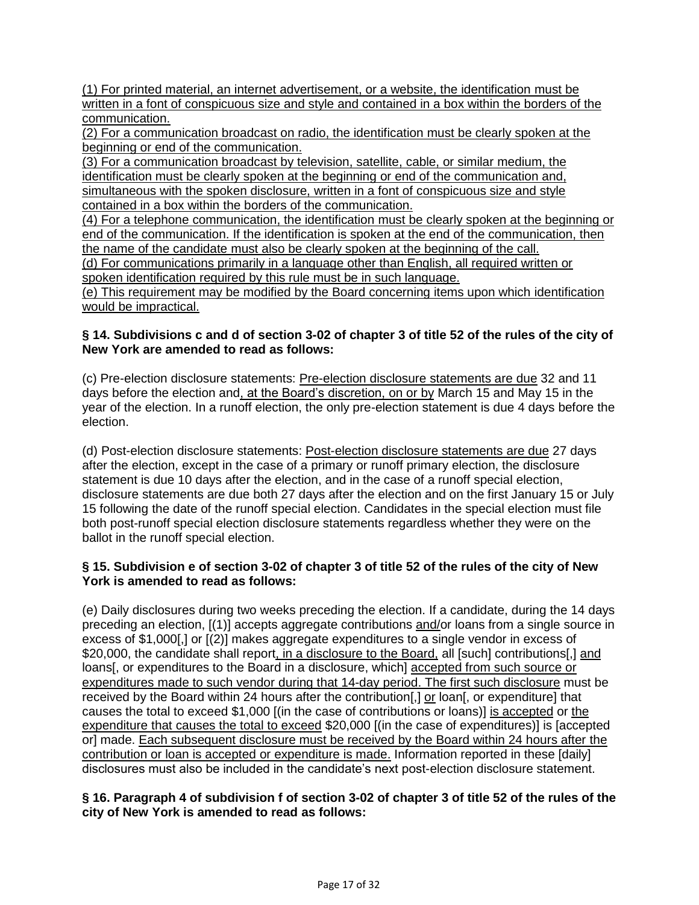(1) For printed material, an internet advertisement, or a website, the identification must be written in a font of conspicuous size and style and contained in a box within the borders of the communication.
(2) For a communication broadcast on radio, the identification must be clearly spoken at the beginning or end of the communication.
(3) For a communication broadcast by television, satellite, cable, or similar medium, the identification must be clearly spoken at the beginning or end of the communication and, simultaneous with the spoken disclosure, written in a font of conspicuous size and style contained in a box within the borders of the communication.
(4) For a telephone communication, the identification must be clearly spoken at the beginning or end of the communication. If the identification is spoken at the end of the communication, then the name of the candidate must also be clearly spoken at the beginning of the call.
(d) For communications primarily in a language other than English, all required written or spoken identification required by this rule must be in such language.
(e) This requirement may be modified by the Board concerning items upon which identification would be impractical.

**§ 14. Subdivisions c and d of section 3-02 of chapter 3 of title 52 of the rules of the city of New York are amended to read as follows:**

(c) Pre-election disclosure statements: Pre-election disclosure statements are due 32 and 11 days before the election and, at the Board's discretion, on or by March 15 and May 15 in the year of the election. In a runoff election, the only pre-election statement is due 4 days before the election.

(d) Post-election disclosure statements: Post-election disclosure statements are due 27 days after the election, except in the case of a primary or runoff primary election, the disclosure statement is due 10 days after the election, and in the case of a runoff special election, disclosure statements are due both 27 days after the election and on the first January 15 or July 15 following the date of the runoff special election. Candidates in the special election must file both post-runoff special election disclosure statements regardless whether they were on the ballot in the runoff special election.

**§ 15. Subdivision e of section 3-02 of chapter 3 of title 52 of the rules of the city of New York is amended to read as follows:**

(e) Daily disclosures during two weeks preceding the election. If a candidate, during the 14 days preceding an election, [(1)] accepts aggregate contributions and/or loans from a single source in excess of $1,000[,] or [(2)] makes aggregate expenditures to a single vendor in excess of $20,000, the candidate shall report, in a disclosure to the Board, all [such] contributions[,] and loans[, or expenditures to the Board in a disclosure, which] accepted from such source or expenditures made to such vendor during that 14-day period. The first such disclosure must be received by the Board within 24 hours after the contribution[,] or loan[, or expenditure] that causes the total to exceed $1,000 [(in the case of contributions or loans)] is accepted or the expenditure that causes the total to exceed $20,000 [(in the case of expenditures)] is [accepted or] made. Each subsequent disclosure must be received by the Board within 24 hours after the contribution or loan is accepted or expenditure is made. Information reported in these [daily] disclosures must also be included in the candidate's next post-election disclosure statement.

**§ 16. Paragraph 4 of subdivision f of section 3-02 of chapter 3 of title 52 of the rules of the city of New York is amended to read as follows:**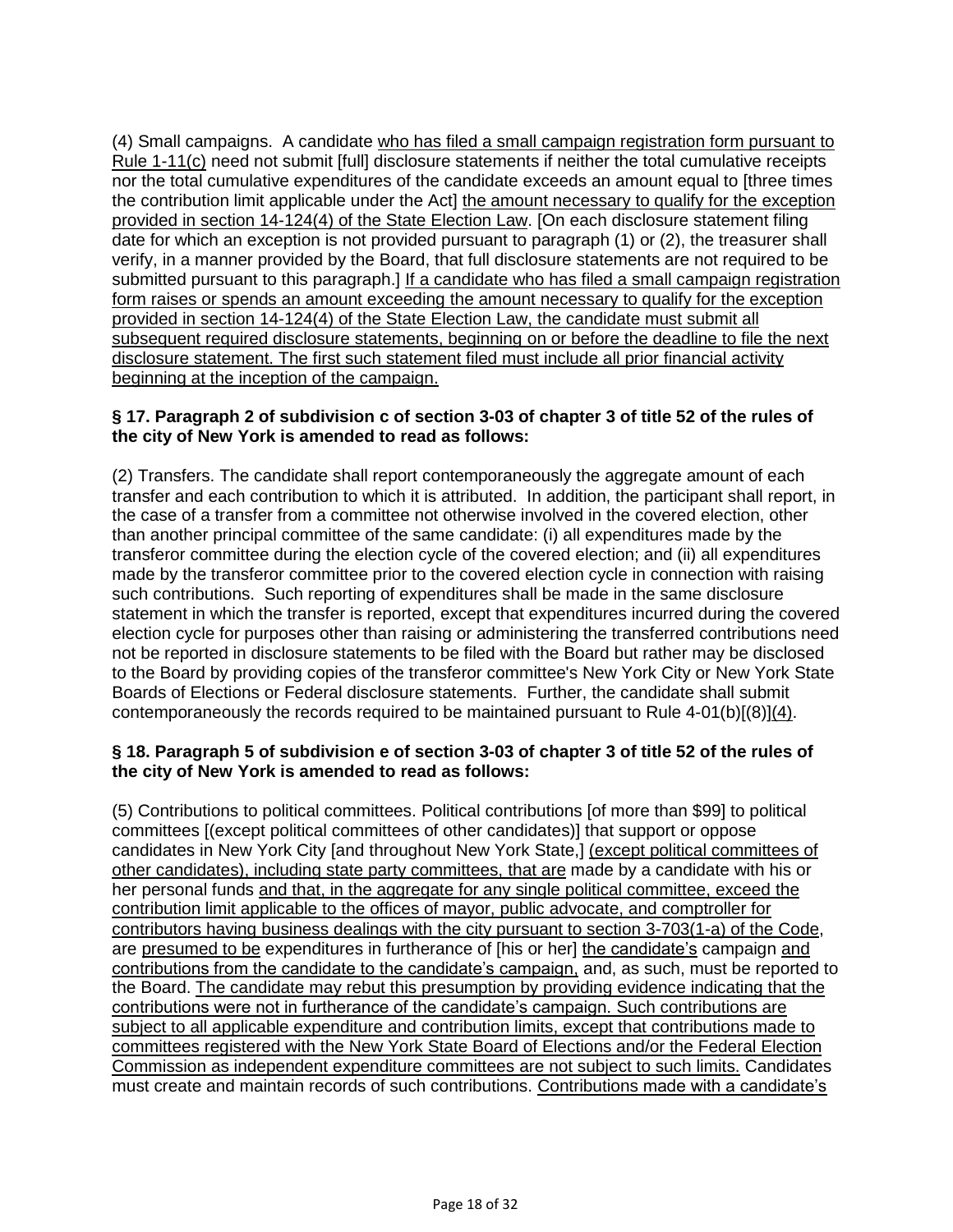(4) Small campaigns. A candidate <u>who has filed a small campaign registration form pursuant to Rule 1-11(c)</u> need not submit [full] disclosure statements if neither the total cumulative receipts nor the total cumulative expenditures of the candidate exceeds an amount equal to [three times the contribution limit applicable under the Act] <u>the amount necessary to qualify for the exception provided in section 14-124(4) of the State Election Law</u>. [On each disclosure statement filing date for which an exception is not provided pursuant to paragraph (1) or (2), the treasurer shall verify, in a manner provided by the Board, that full disclosure statements are not required to be submitted pursuant to this paragraph.] <u>If a candidate who has filed a small campaign registration form raises or spends an amount exceeding the amount necessary to qualify for the exception provided in section 14-124(4) of the State Election Law, the candidate must submit all subsequent required disclosure statements, beginning on or before the deadline to file the next disclosure statement. The first such statement filed must include all prior financial activity beginning at the inception of the campaign.</u>

**§ 17. Paragraph 2 of subdivision c of section 3-03 of chapter 3 of title 52 of the rules of the city of New York is amended to read as follows:**

(2) Transfers. The candidate shall report contemporaneously the aggregate amount of each transfer and each contribution to which it is attributed. In addition, the participant shall report, in the case of a transfer from a committee not otherwise involved in the covered election, other than another principal committee of the same candidate: (i) all expenditures made by the transferor committee during the election cycle of the covered election; and (ii) all expenditures made by the transferor committee prior to the covered election cycle in connection with raising such contributions. Such reporting of expenditures shall be made in the same disclosure statement in which the transfer is reported, except that expenditures incurred during the covered election cycle for purposes other than raising or administering the transferred contributions need not be reported in disclosure statements to be filed with the Board but rather may be disclosed to the Board by providing copies of the transferor committee's New York City or New York State Boards of Elections or Federal disclosure statements. Further, the candidate shall submit contemporaneously the records required to be maintained pursuant to Rule 4-01(b)[(8)]<u>(4)</u>.

**§ 18. Paragraph 5 of subdivision e of section 3-03 of chapter 3 of title 52 of the rules of the city of New York is amended to read as follows:**

(5) Contributions to political committees. Political contributions [of more than $99] to political committees [(except political committees of other candidates)] that support or oppose candidates in New York City [and throughout New York State,] <u>(except political committees of other candidates), including state party committees, that are</u> made by a candidate with his or her personal funds <u>and that, in the aggregate for any single political committee, exceed the contribution limit applicable to the offices of mayor, public advocate, and comptroller for contributors having business dealings with the city pursuant to section 3-703(1-a) of the Code</u>, are <u>presumed to be</u> expenditures in furtherance of [his or her] <u>the candidate's</u> campaign <u>and contributions from the candidate to the candidate's campaign,</u> and, as such, must be reported to the Board. <u>The candidate may rebut this presumption by providing evidence indicating that the contributions were not in furtherance of the candidate's campaign. Such contributions are subject to all applicable expenditure and contribution limits, except that contributions made to committees registered with the New York State Board of Elections and/or the Federal Election Commission as independent expenditure committees are not subject to such limits.</u> Candidates must create and maintain records of such contributions. <u>Contributions made with a candidate's</u>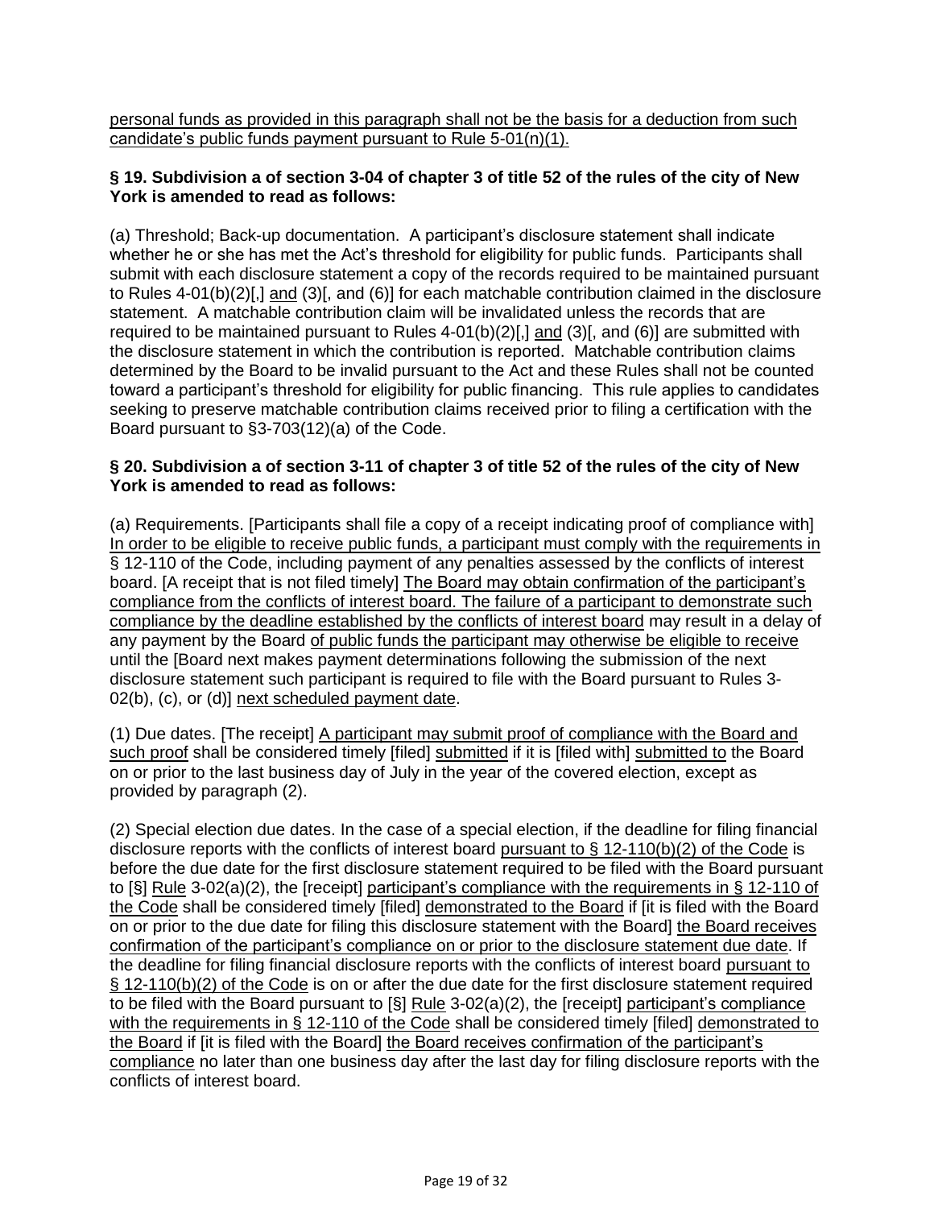personal funds as provided in this paragraph shall not be the basis for a deduction from such candidate's public funds payment pursuant to Rule 5-01(n)(1).

**§ 19. Subdivision a of section 3-04 of chapter 3 of title 52 of the rules of the city of New York is amended to read as follows:**

(a) Threshold; Back-up documentation. A participant's disclosure statement shall indicate whether he or she has met the Act's threshold for eligibility for public funds. Participants shall submit with each disclosure statement a copy of the records required to be maintained pursuant to Rules 4-01(b)(2)[,] and (3)[, and (6)] for each matchable contribution claimed in the disclosure statement. A matchable contribution claim will be invalidated unless the records that are required to be maintained pursuant to Rules 4-01(b)(2)[,] and (3)[, and (6)] are submitted with the disclosure statement in which the contribution is reported. Matchable contribution claims determined by the Board to be invalid pursuant to the Act and these Rules shall not be counted toward a participant's threshold for eligibility for public financing. This rule applies to candidates seeking to preserve matchable contribution claims received prior to filing a certification with the Board pursuant to §3-703(12)(a) of the Code.

**§ 20. Subdivision a of section 3-11 of chapter 3 of title 52 of the rules of the city of New York is amended to read as follows:**

(a) Requirements. [Participants shall file a copy of a receipt indicating proof of compliance with] In order to be eligible to receive public funds, a participant must comply with the requirements in § 12-110 of the Code, including payment of any penalties assessed by the conflicts of interest board. [A receipt that is not filed timely] The Board may obtain confirmation of the participant's compliance from the conflicts of interest board. The failure of a participant to demonstrate such compliance by the deadline established by the conflicts of interest board may result in a delay of any payment by the Board of public funds the participant may otherwise be eligible to receive until the [Board next makes payment determinations following the submission of the next disclosure statement such participant is required to file with the Board pursuant to Rules 3-02(b), (c), or (d)] next scheduled payment date.

(1) Due dates. [The receipt] A participant may submit proof of compliance with the Board and such proof shall be considered timely [filed] submitted if it is [filed with] submitted to the Board on or prior to the last business day of July in the year of the covered election, except as provided by paragraph (2).

(2) Special election due dates. In the case of a special election, if the deadline for filing financial disclosure reports with the conflicts of interest board pursuant to § 12-110(b)(2) of the Code is before the due date for the first disclosure statement required to be filed with the Board pursuant to [§] Rule 3-02(a)(2), the [receipt] participant's compliance with the requirements in § 12-110 of the Code shall be considered timely [filed] demonstrated to the Board if [it is filed with the Board on or prior to the due date for filing this disclosure statement with the Board] the Board receives confirmation of the participant's compliance on or prior to the disclosure statement due date. If the deadline for filing financial disclosure reports with the conflicts of interest board pursuant to § 12-110(b)(2) of the Code is on or after the due date for the first disclosure statement required to be filed with the Board pursuant to [§] Rule 3-02(a)(2), the [receipt] participant's compliance with the requirements in § 12-110 of the Code shall be considered timely [filed] demonstrated to the Board if [it is filed with the Board] the Board receives confirmation of the participant's compliance no later than one business day after the last day for filing disclosure reports with the conflicts of interest board.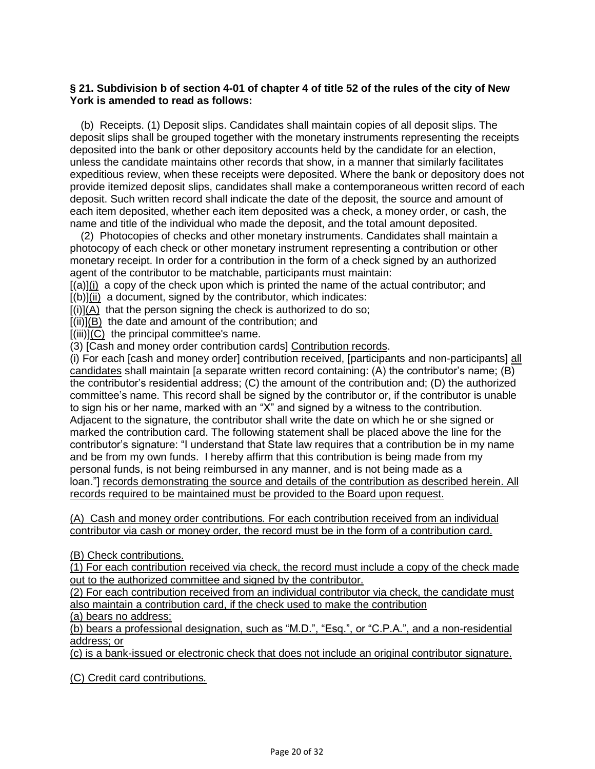**§ 21. Subdivision b of section 4-01 of chapter 4 of title 52 of the rules of the city of New York is amended to read as follows:**

(b) Receipts. (1) Deposit slips. Candidates shall maintain copies of all deposit slips. The deposit slips shall be grouped together with the monetary instruments representing the receipts deposited into the bank or other depository accounts held by the candidate for an election, unless the candidate maintains other records that show, in a manner that similarly facilitates expeditious review, when these receipts were deposited. Where the bank or depository does not provide itemized deposit slips, candidates shall make a contemporaneous written record of each deposit. Such written record shall indicate the date of the deposit, the source and amount of each item deposited, whether each item deposited was a check, a money order, or cash, the name and title of the individual who made the deposit, and the total amount deposited.

(2) Photocopies of checks and other monetary instruments. Candidates shall maintain a photocopy of each check or other monetary instrument representing a contribution or other monetary receipt. In order for a contribution in the form of a check signed by an authorized agent of the contributor to be matchable, participants must maintain:

[(a)]<u>(i)</u> a copy of the check upon which is printed the name of the actual contributor; and

[(b)]<u>(ii)</u> a document, signed by the contributor, which indicates:

[(i)]<u>(A)</u> that the person signing the check is authorized to do so;

[(ii)]<u>(B)</u> the date and amount of the contribution; and

[(iii)]<u>(C)</u> the principal committee's name.

(3) [Cash and money order contribution cards] <u>Contribution records</u>.

(i) For each [cash and money order] contribution received, [participants and non-participants] <u>all candidates</u> shall maintain [a separate written record containing: (A) the contributor's name; (B) the contributor's residential address; (C) the amount of the contribution and; (D) the authorized committee's name. This record shall be signed by the contributor or, if the contributor is unable to sign his or her name, marked with an "X" and signed by a witness to the contribution. Adjacent to the signature, the contributor shall write the date on which he or she signed or marked the contribution card. The following statement shall be placed above the line for the contributor's signature: "I understand that State law requires that a contribution be in my name and be from my own funds. I hereby affirm that this contribution is being made from my personal funds, is not being reimbursed in any manner, and is not being made as a loan."] <u>records demonstrating the source and details of the contribution as described herein. All records required to be maintained must be provided to the Board upon request.</u>

<u>(A) Cash and money order contributions. For each contribution received from an individual contributor via cash or money order, the record must be in the form of a contribution card.</u>

<u>(B) Check contributions.</u>

<u>(1) For each contribution received via check, the record must include a copy of the check made out to the authorized committee and signed by the contributor.</u>

<u>(2) For each contribution received from an individual contributor via check, the candidate must also maintain a contribution card, if the check used to make the contribution</u>

<u>(a) bears no address;</u>

<u>(b) bears a professional designation, such as "M.D.", "Esq.", or "C.P.A.", and a non-residential address; or</u>

<u>(c) is a bank-issued or electronic check that does not include an original contributor signature.</u>

<u>(C) Credit card contributions.</u>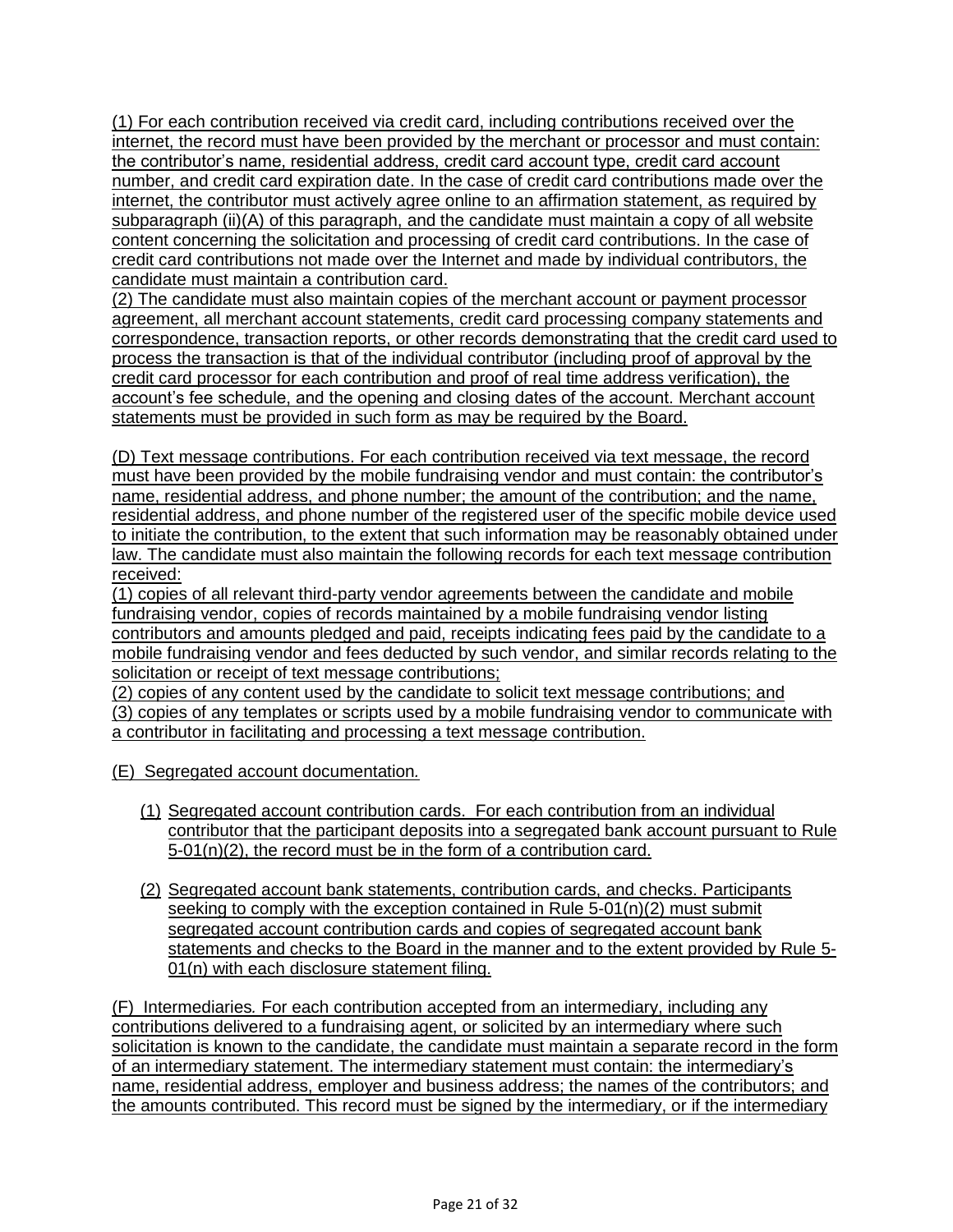(1) For each contribution received via credit card, including contributions received over the internet, the record must have been provided by the merchant or processor and must contain: the contributor's name, residential address, credit card account type, credit card account number, and credit card expiration date. In the case of credit card contributions made over the internet, the contributor must actively agree online to an affirmation statement, as required by subparagraph (ii)(A) of this paragraph, and the candidate must maintain a copy of all website content concerning the solicitation and processing of credit card contributions. In the case of credit card contributions not made over the Internet and made by individual contributors, the candidate must maintain a contribution card.

(2) The candidate must also maintain copies of the merchant account or payment processor agreement, all merchant account statements, credit card processing company statements and correspondence, transaction reports, or other records demonstrating that the credit card used to process the transaction is that of the individual contributor (including proof of approval by the credit card processor for each contribution and proof of real time address verification), the account's fee schedule, and the opening and closing dates of the account. Merchant account statements must be provided in such form as may be required by the Board.

(D) Text message contributions. For each contribution received via text message, the record must have been provided by the mobile fundraising vendor and must contain: the contributor's name, residential address, and phone number; the amount of the contribution; and the name, residential address, and phone number of the registered user of the specific mobile device used to initiate the contribution, to the extent that such information may be reasonably obtained under law. The candidate must also maintain the following records for each text message contribution received:

(1) copies of all relevant third-party vendor agreements between the candidate and mobile fundraising vendor, copies of records maintained by a mobile fundraising vendor listing contributors and amounts pledged and paid, receipts indicating fees paid by the candidate to a mobile fundraising vendor and fees deducted by such vendor, and similar records relating to the solicitation or receipt of text message contributions;

(2) copies of any content used by the candidate to solicit text message contributions; and

(3) copies of any templates or scripts used by a mobile fundraising vendor to communicate with a contributor in facilitating and processing a text message contribution.

(E) Segregated account documentation.

(1) Segregated account contribution cards. For each contribution from an individual contributor that the participant deposits into a segregated bank account pursuant to Rule 5-01(n)(2), the record must be in the form of a contribution card.

(2) Segregated account bank statements, contribution cards, and checks. Participants seeking to comply with the exception contained in Rule 5-01(n)(2) must submit segregated account contribution cards and copies of segregated account bank statements and checks to the Board in the manner and to the extent provided by Rule 5-01(n) with each disclosure statement filing.

(F) Intermediaries. For each contribution accepted from an intermediary, including any contributions delivered to a fundraising agent, or solicited by an intermediary where such solicitation is known to the candidate, the candidate must maintain a separate record in the form of an intermediary statement. The intermediary statement must contain: the intermediary's name, residential address, employer and business address; the names of the contributors; and the amounts contributed. This record must be signed by the intermediary, or if the intermediary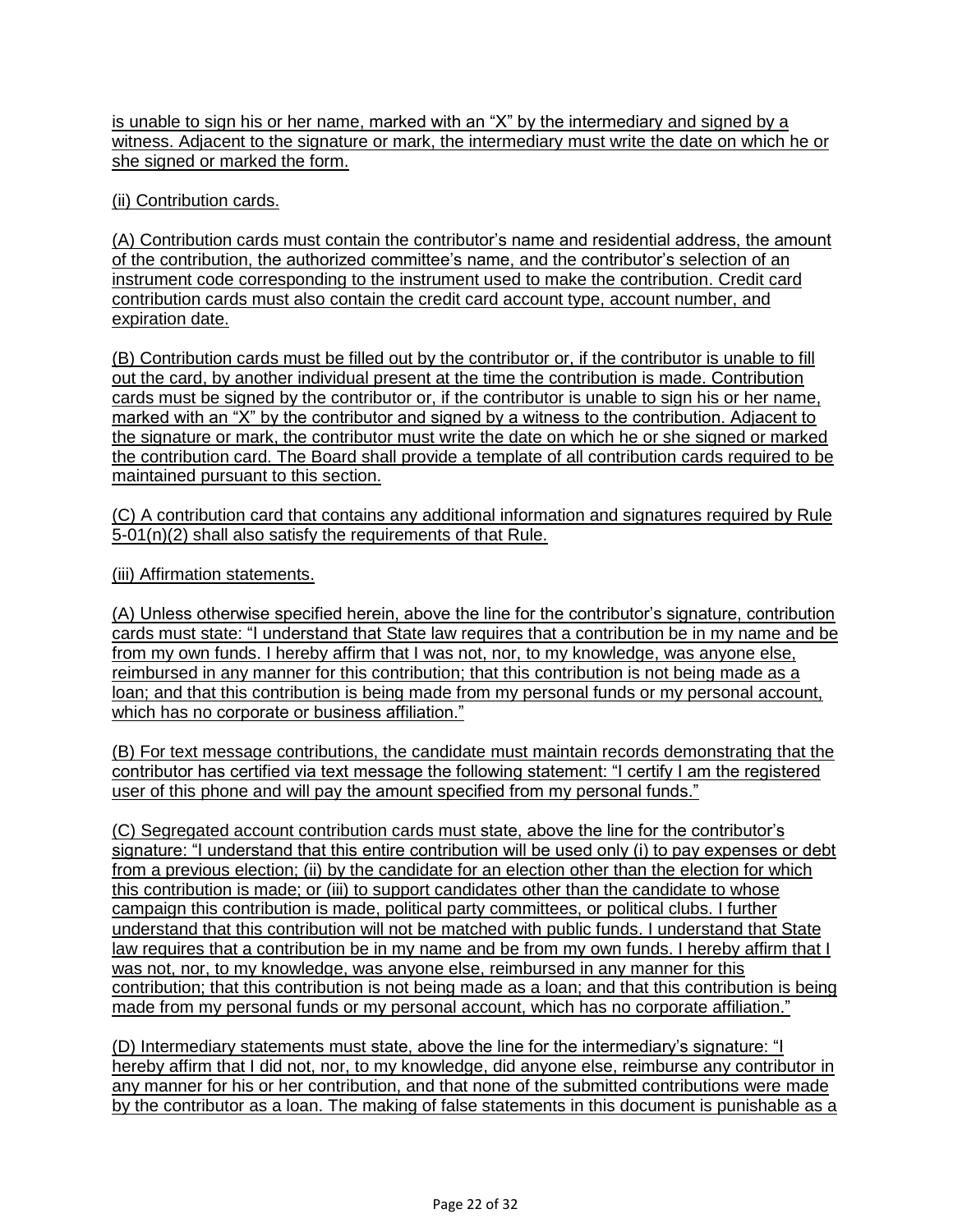is unable to sign his or her name, marked with an "X" by the intermediary and signed by a witness. Adjacent to the signature or mark, the intermediary must write the date on which he or she signed or marked the form.

(ii) Contribution cards.

(A) Contribution cards must contain the contributor's name and residential address, the amount of the contribution, the authorized committee's name, and the contributor's selection of an instrument code corresponding to the instrument used to make the contribution. Credit card contribution cards must also contain the credit card account type, account number, and expiration date.

(B) Contribution cards must be filled out by the contributor or, if the contributor is unable to fill out the card, by another individual present at the time the contribution is made. Contribution cards must be signed by the contributor or, if the contributor is unable to sign his or her name, marked with an "X" by the contributor and signed by a witness to the contribution. Adjacent to the signature or mark, the contributor must write the date on which he or she signed or marked the contribution card. The Board shall provide a template of all contribution cards required to be maintained pursuant to this section.

(C) A contribution card that contains any additional information and signatures required by Rule 5-01(n)(2) shall also satisfy the requirements of that Rule.

(iii) Affirmation statements.

(A) Unless otherwise specified herein, above the line for the contributor's signature, contribution cards must state: "I understand that State law requires that a contribution be in my name and be from my own funds. I hereby affirm that I was not, nor, to my knowledge, was anyone else, reimbursed in any manner for this contribution; that this contribution is not being made as a loan; and that this contribution is being made from my personal funds or my personal account, which has no corporate or business affiliation."

(B) For text message contributions, the candidate must maintain records demonstrating that the contributor has certified via text message the following statement: "I certify I am the registered user of this phone and will pay the amount specified from my personal funds."

(C) Segregated account contribution cards must state, above the line for the contributor's signature: "I understand that this entire contribution will be used only (i) to pay expenses or debt from a previous election; (ii) by the candidate for an election other than the election for which this contribution is made; or (iii) to support candidates other than the candidate to whose campaign this contribution is made, political party committees, or political clubs. I further understand that this contribution will not be matched with public funds. I understand that State law requires that a contribution be in my name and be from my own funds. I hereby affirm that I was not, nor, to my knowledge, was anyone else, reimbursed in any manner for this contribution; that this contribution is not being made as a loan; and that this contribution is being made from my personal funds or my personal account, which has no corporate affiliation."

(D) Intermediary statements must state, above the line for the intermediary's signature: "I hereby affirm that I did not, nor, to my knowledge, did anyone else, reimburse any contributor in any manner for his or her contribution, and that none of the submitted contributions were made by the contributor as a loan. The making of false statements in this document is punishable as a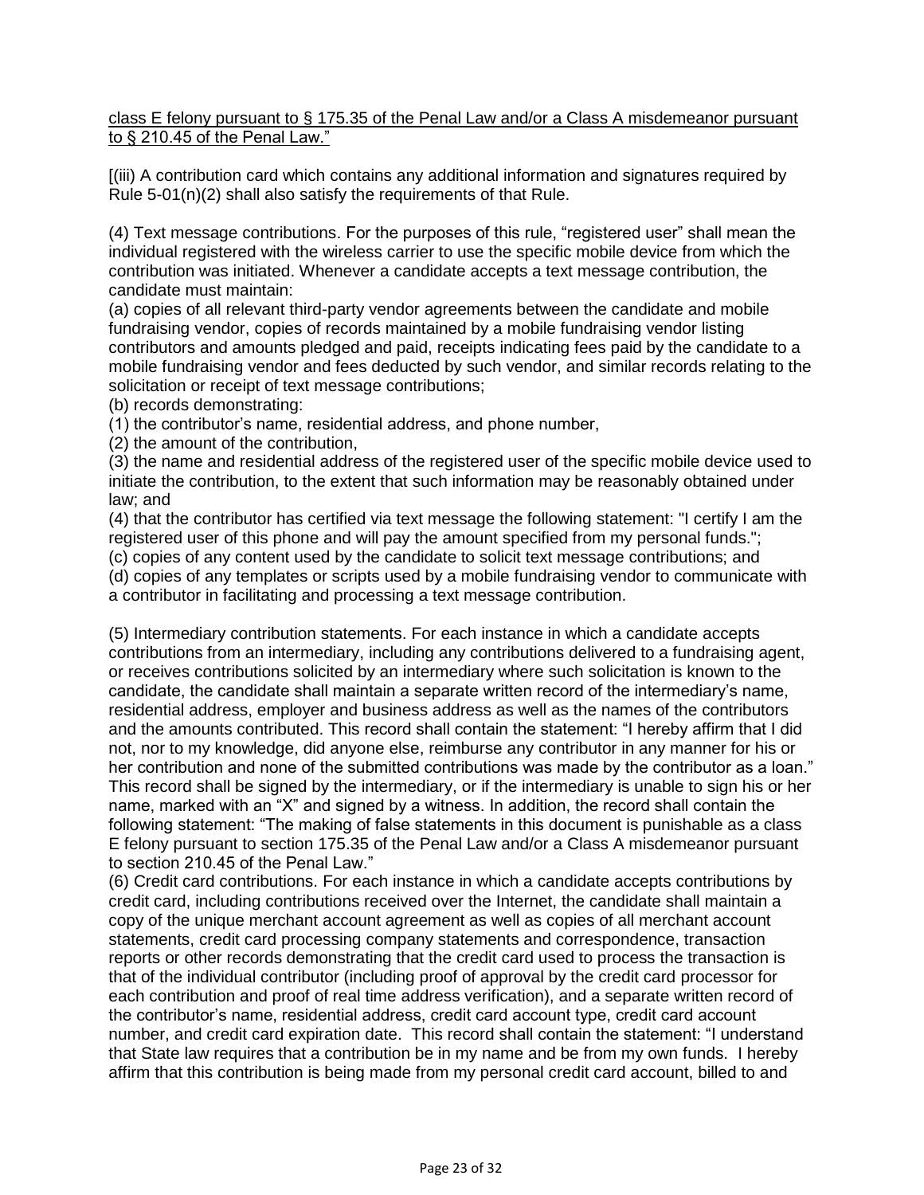<u>class E felony pursuant to § 175.35 of the Penal Law and/or a Class A misdemeanor pursuant to § 210.45 of the Penal Law."</u>

[(iii) A contribution card which contains any additional information and signatures required by Rule 5-01(n)(2) shall also satisfy the requirements of that Rule.

(4) Text message contributions. For the purposes of this rule, "registered user" shall mean the individual registered with the wireless carrier to use the specific mobile device from which the contribution was initiated. Whenever a candidate accepts a text message contribution, the candidate must maintain:
(a) copies of all relevant third-party vendor agreements between the candidate and mobile fundraising vendor, copies of records maintained by a mobile fundraising vendor listing contributors and amounts pledged and paid, receipts indicating fees paid by the candidate to a mobile fundraising vendor and fees deducted by such vendor, and similar records relating to the solicitation or receipt of text message contributions;
(b) records demonstrating:
(1) the contributor's name, residential address, and phone number,
(2) the amount of the contribution,
(3) the name and residential address of the registered user of the specific mobile device used to initiate the contribution, to the extent that such information may be reasonably obtained under law; and
(4) that the contributor has certified via text message the following statement: "I certify I am the registered user of this phone and will pay the amount specified from my personal funds.";
(c) copies of any content used by the candidate to solicit text message contributions; and
(d) copies of any templates or scripts used by a mobile fundraising vendor to communicate with a contributor in facilitating and processing a text message contribution.

(5) Intermediary contribution statements. For each instance in which a candidate accepts contributions from an intermediary, including any contributions delivered to a fundraising agent, or receives contributions solicited by an intermediary where such solicitation is known to the candidate, the candidate shall maintain a separate written record of the intermediary's name, residential address, employer and business address as well as the names of the contributors and the amounts contributed. This record shall contain the statement: "I hereby affirm that I did not, nor to my knowledge, did anyone else, reimburse any contributor in any manner for his or her contribution and none of the submitted contributions was made by the contributor as a loan." This record shall be signed by the intermediary, or if the intermediary is unable to sign his or her name, marked with an "X" and signed by a witness. In addition, the record shall contain the following statement: "The making of false statements in this document is punishable as a class E felony pursuant to section 175.35 of the Penal Law and/or a Class A misdemeanor pursuant to section 210.45 of the Penal Law."
(6) Credit card contributions. For each instance in which a candidate accepts contributions by credit card, including contributions received over the Internet, the candidate shall maintain a copy of the unique merchant account agreement as well as copies of all merchant account statements, credit card processing company statements and correspondence, transaction reports or other records demonstrating that the credit card used to process the transaction is that of the individual contributor (including proof of approval by the credit card processor for each contribution and proof of real time address verification), and a separate written record of the contributor's name, residential address, credit card account type, credit card account number, and credit card expiration date. This record shall contain the statement: "I understand that State law requires that a contribution be in my name and be from my own funds. I hereby affirm that this contribution is being made from my personal credit card account, billed to and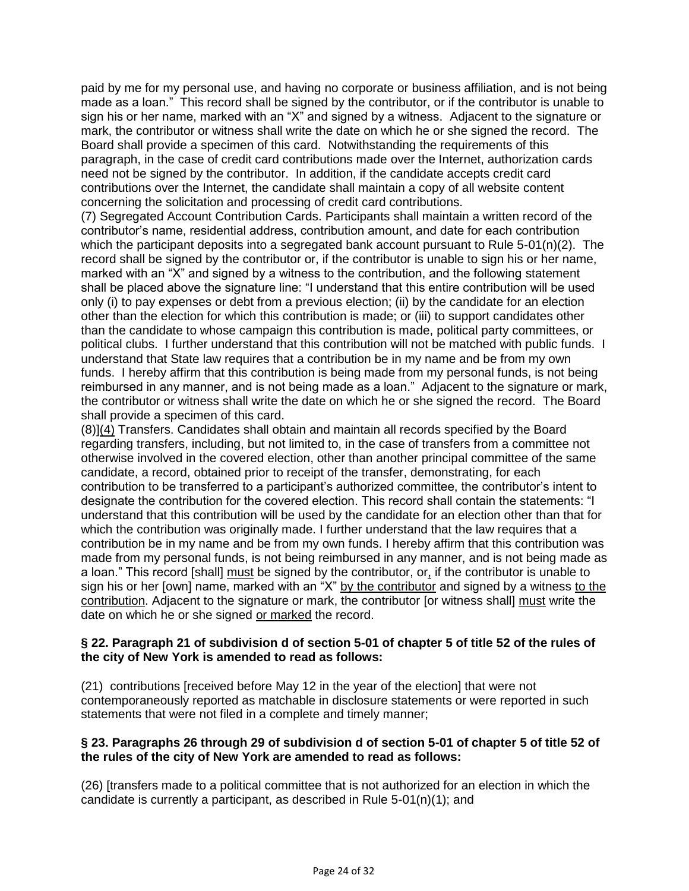paid by me for my personal use, and having no corporate or business affiliation, and is not being made as a loan." This record shall be signed by the contributor, or if the contributor is unable to sign his or her name, marked with an "X" and signed by a witness. Adjacent to the signature or mark, the contributor or witness shall write the date on which he or she signed the record. The Board shall provide a specimen of this card. Notwithstanding the requirements of this paragraph, in the case of credit card contributions made over the Internet, authorization cards need not be signed by the contributor. In addition, if the candidate accepts credit card contributions over the Internet, the candidate shall maintain a copy of all website content concerning the solicitation and processing of credit card contributions.
(7) Segregated Account Contribution Cards. Participants shall maintain a written record of the contributor's name, residential address, contribution amount, and date for each contribution which the participant deposits into a segregated bank account pursuant to Rule 5-01(n)(2). The record shall be signed by the contributor or, if the contributor is unable to sign his or her name, marked with an "X" and signed by a witness to the contribution, and the following statement shall be placed above the signature line: "I understand that this entire contribution will be used only (i) to pay expenses or debt from a previous election; (ii) by the candidate for an election other than the election for which this contribution is made; or (iii) to support candidates other than the candidate to whose campaign this contribution is made, political party committees, or political clubs. I further understand that this contribution will not be matched with public funds. I understand that State law requires that a contribution be in my name and be from my own funds. I hereby affirm that this contribution is being made from my personal funds, is not being reimbursed in any manner, and is not being made as a loan." Adjacent to the signature or mark, the contributor or witness shall write the date on which he or she signed the record. The Board shall provide a specimen of this card.
(8)]<u>(4)</u> Transfers. Candidates shall obtain and maintain all records specified by the Board regarding transfers, including, but not limited to, in the case of transfers from a committee not otherwise involved in the covered election, other than another principal committee of the same candidate, a record, obtained prior to receipt of the transfer, demonstrating, for each contribution to be transferred to a participant's authorized committee, the contributor's intent to designate the contribution for the covered election. This record shall contain the statements: "I understand that this contribution will be used by the candidate for an election other than that for which the contribution was originally made. I further understand that the law requires that a contribution be in my name and be from my own funds. I hereby affirm that this contribution was made from my personal funds, is not being reimbursed in any manner, and is not being made as a loan." This record [shall] <u>must</u> be signed by the contributor, or<u>,</u> if the contributor is unable to sign his or her [own] name, marked with an "X" <u>by the contributor</u> and signed by a witness <u>to the contribution</u>. Adjacent to the signature or mark, the contributor [or witness shall] <u>must</u> write the date on which he or she signed <u>or marked</u> the record.

**§ 22. Paragraph 21 of subdivision d of section 5-01 of chapter 5 of title 52 of the rules of the city of New York is amended to read as follows:**

(21) contributions [received before May 12 in the year of the election] that were not contemporaneously reported as matchable in disclosure statements or were reported in such statements that were not filed in a complete and timely manner;

**§ 23. Paragraphs 26 through 29 of subdivision d of section 5-01 of chapter 5 of title 52 of the rules of the city of New York are amended to read as follows:**

(26) [transfers made to a political committee that is not authorized for an election in which the candidate is currently a participant, as described in Rule 5-01(n)(1); and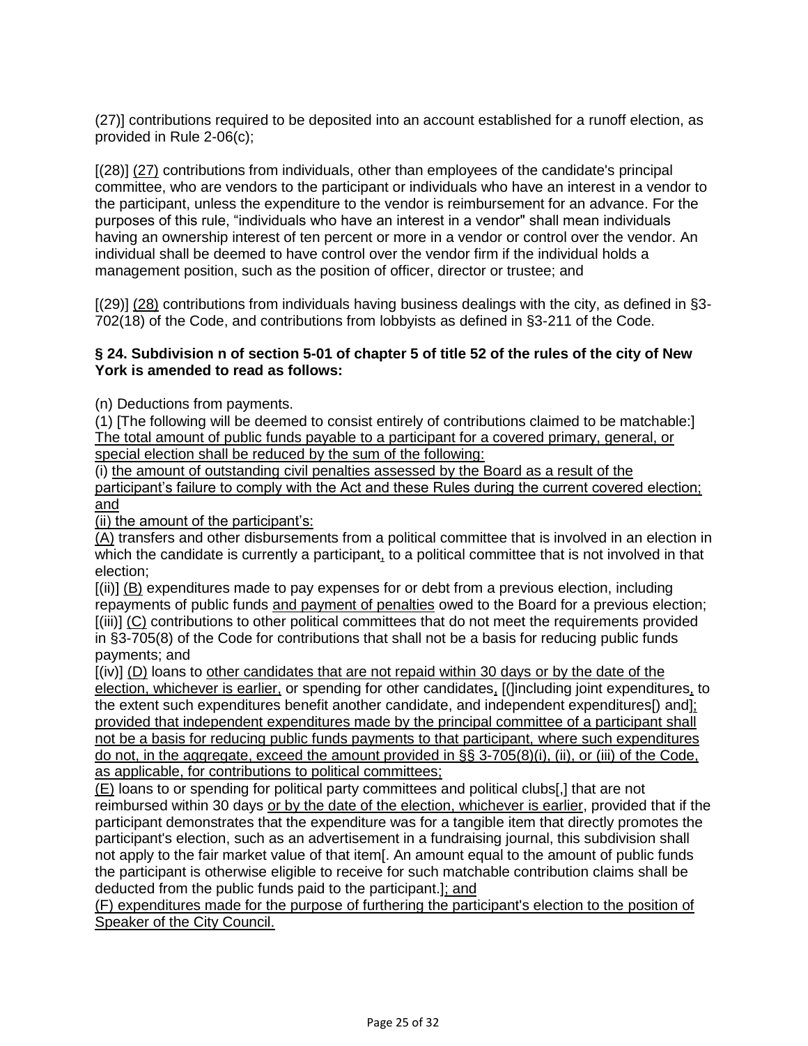(27)] contributions required to be deposited into an account established for a runoff election, as provided in Rule 2-06(c);

[(28)] (27) contributions from individuals, other than employees of the candidate's principal committee, who are vendors to the participant or individuals who have an interest in a vendor to the participant, unless the expenditure to the vendor is reimbursement for an advance. For the purposes of this rule, "individuals who have an interest in a vendor" shall mean individuals having an ownership interest of ten percent or more in a vendor or control over the vendor. An individual shall be deemed to have control over the vendor firm if the individual holds a management position, such as the position of officer, director or trustee; and

[(29)] (28) contributions from individuals having business dealings with the city, as defined in §3-702(18) of the Code, and contributions from lobbyists as defined in §3-211 of the Code.

**§ 24. Subdivision n of section 5-01 of chapter 5 of title 52 of the rules of the city of New York is amended to read as follows:**

(n) Deductions from payments.
(1) [The following will be deemed to consist entirely of contributions claimed to be matchable:] The total amount of public funds payable to a participant for a covered primary, general, or special election shall be reduced by the sum of the following:
(i) the amount of outstanding civil penalties assessed by the Board as a result of the participant's failure to comply with the Act and these Rules during the current covered election; and
(ii) the amount of the participant's:
(A) transfers and other disbursements from a political committee that is involved in an election in which the candidate is currently a participant, to a political committee that is not involved in that election;
[(ii)] (B) expenditures made to pay expenses for or debt from a previous election, including repayments of public funds and payment of penalties owed to the Board for a previous election;
[(iii)] (C) contributions to other political committees that do not meet the requirements provided in §3-705(8) of the Code for contributions that shall not be a basis for reducing public funds payments; and
[(iv)] (D) loans to other candidates that are not repaid within 30 days or by the date of the election, whichever is earlier, or spending for other candidates, [(]including joint expenditures, to the extent such expenditures benefit another candidate, and independent expenditures[) and]; provided that independent expenditures made by the principal committee of a participant shall not be a basis for reducing public funds payments to that participant, where such expenditures do not, in the aggregate, exceed the amount provided in §§ 3-705(8)(i), (ii), or (iii) of the Code, as applicable, for contributions to political committees;
(E) loans to or spending for political party committees and political clubs[,] that are not reimbursed within 30 days or by the date of the election, whichever is earlier, provided that if the participant demonstrates that the expenditure was for a tangible item that directly promotes the participant's election, such as an advertisement in a fundraising journal, this subdivision shall not apply to the fair market value of that item[. An amount equal to the amount of public funds the participant is otherwise eligible to receive for such matchable contribution claims shall be deducted from the public funds paid to the participant.]; and
(F) expenditures made for the purpose of furthering the participant's election to the position of Speaker of the City Council.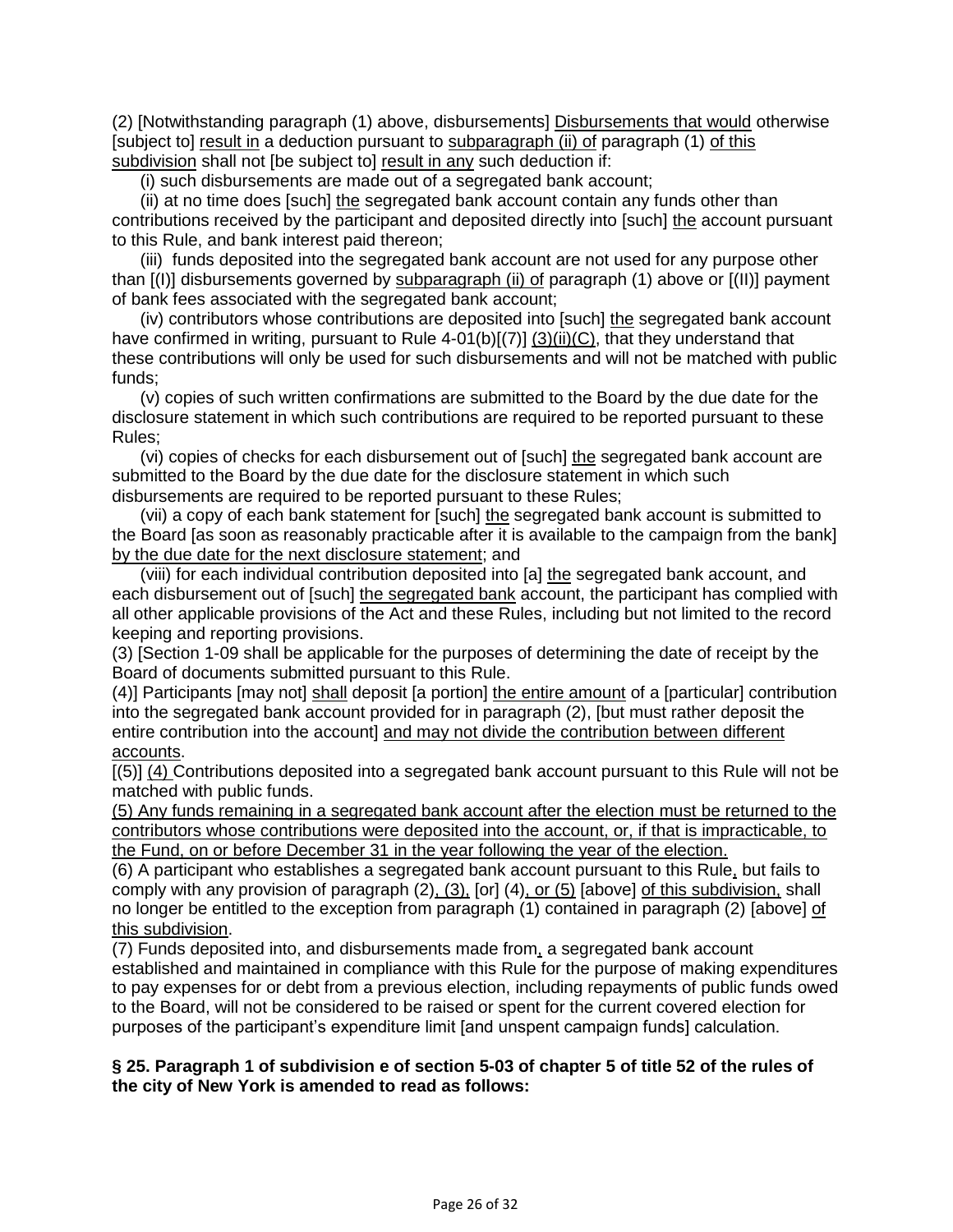(2) [Notwithstanding paragraph (1) above, disbursements] <u>Disbursements that would</u> otherwise [subject to] <u>result in</u> a deduction pursuant to <u>subparagraph (ii) of</u> paragraph (1) <u>of this subdivision</u> shall not [be subject to] <u>result in any</u> such deduction if:

(i) such disbursements are made out of a segregated bank account;

(ii) at no time does [such] <u>the</u> segregated bank account contain any funds other than contributions received by the participant and deposited directly into [such] <u>the</u> account pursuant to this Rule, and bank interest paid thereon;

(iii) funds deposited into the segregated bank account are not used for any purpose other than [(I)] disbursements governed by <u>subparagraph (ii) of</u> paragraph (1) above or [(II)] payment of bank fees associated with the segregated bank account;

(iv) contributors whose contributions are deposited into [such] <u>the</u> segregated bank account have confirmed in writing, pursuant to Rule 4-01(b)[(7)] <u>(3)(ii)(C)</u>, that they understand that these contributions will only be used for such disbursements and will not be matched with public funds;

(v) copies of such written confirmations are submitted to the Board by the due date for the disclosure statement in which such contributions are required to be reported pursuant to these Rules;

(vi) copies of checks for each disbursement out of [such] <u>the</u> segregated bank account are submitted to the Board by the due date for the disclosure statement in which such disbursements are required to be reported pursuant to these Rules;

(vii) a copy of each bank statement for [such] <u>the</u> segregated bank account is submitted to the Board [as soon as reasonably practicable after it is available to the campaign from the bank] <u>by the due date for the next disclosure statement</u>; and

(viii) for each individual contribution deposited into [a] <u>the</u> segregated bank account, and each disbursement out of [such] <u>the segregated bank</u> account, the participant has complied with all other applicable provisions of the Act and these Rules, including but not limited to the record keeping and reporting provisions.

(3) [Section 1-09 shall be applicable for the purposes of determining the date of receipt by the Board of documents submitted pursuant to this Rule.

(4)] Participants [may not] <u>shall</u> deposit [a portion] <u>the entire amount</u> of a [particular] contribution into the segregated bank account provided for in paragraph (2), [but must rather deposit the entire contribution into the account] <u>and may not divide the contribution between different accounts</u>.

[(5)] <u>(4)</u> Contributions deposited into a segregated bank account pursuant to this Rule will not be matched with public funds.

<u>(5) Any funds remaining in a segregated bank account after the election must be returned to the contributors whose contributions were deposited into the account, or, if that is impracticable, to the Fund, on or before December 31 in the year following the year of the election.</u>

(6) A participant who establishes a segregated bank account pursuant to this Rule<u>,</u> but fails to comply with any provision of paragraph (2)<u>, (3),</u> [or] (4)<u>, or (5)</u> [above] <u>of this subdivision,</u> shall no longer be entitled to the exception from paragraph (1) contained in paragraph (2) [above] <u>of this subdivision</u>.

(7) Funds deposited into, and disbursements made from<u>,</u> a segregated bank account established and maintained in compliance with this Rule for the purpose of making expenditures to pay expenses for or debt from a previous election, including repayments of public funds owed to the Board, will not be considered to be raised or spent for the current covered election for purposes of the participant's expenditure limit [and unspent campaign funds] calculation.

**§ 25. Paragraph 1 of subdivision e of section 5-03 of chapter 5 of title 52 of the rules of the city of New York is amended to read as follows:**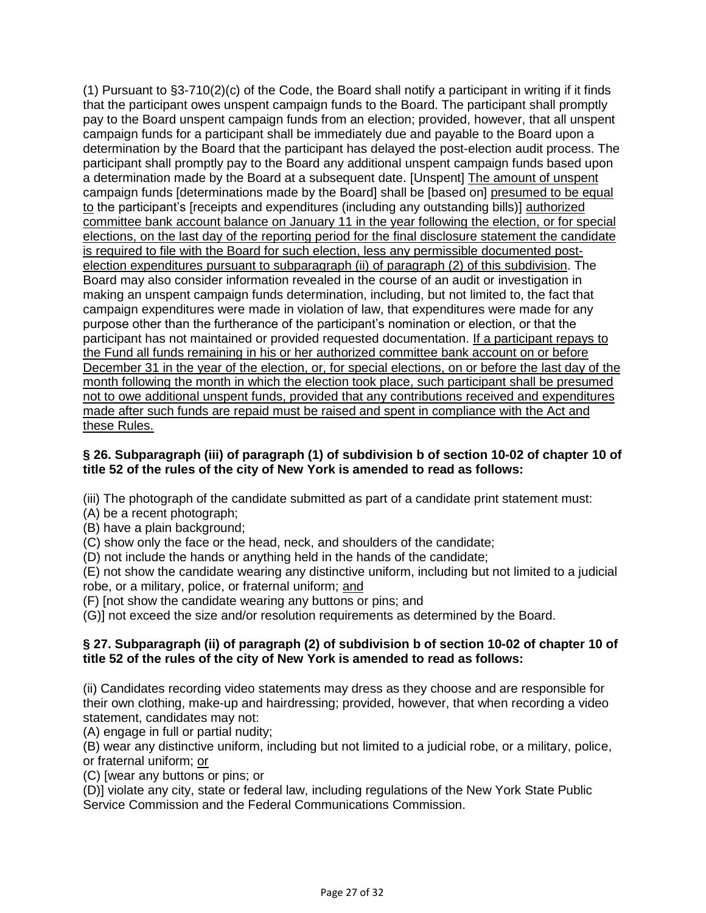(1) Pursuant to §3-710(2)(c) of the Code, the Board shall notify a participant in writing if it finds that the participant owes unspent campaign funds to the Board. The participant shall promptly pay to the Board unspent campaign funds from an election; provided, however, that all unspent campaign funds for a participant shall be immediately due and payable to the Board upon a determination by the Board that the participant has delayed the post-election audit process. The participant shall promptly pay to the Board any additional unspent campaign funds based upon a determination made by the Board at a subsequent date. [Unspent] <u>The amount of unspent</u> campaign funds [determinations made by the Board] shall be [based on] <u>presumed to be equal to</u> the participant's [receipts and expenditures (including any outstanding bills)] <u>authorized committee bank account balance on January 11 in the year following the election, or for special elections, on the last day of the reporting period for the final disclosure statement the candidate is required to file with the Board for such election, less any permissible documented post-election expenditures pursuant to subparagraph (ii) of paragraph (2) of this subdivision</u>. The Board may also consider information revealed in the course of an audit or investigation in making an unspent campaign funds determination, including, but not limited to, the fact that campaign expenditures were made in violation of law, that expenditures were made for any purpose other than the furtherance of the participant's nomination or election, or that the participant has not maintained or provided requested documentation. <u>If a participant repays to the Fund all funds remaining in his or her authorized committee bank account on or before December 31 in the year of the election, or, for special elections, on or before the last day of the month following the month in which the election took place, such participant shall be presumed not to owe additional unspent funds, provided that any contributions received and expenditures made after such funds are repaid must be raised and spent in compliance with the Act and these Rules.</u>

**§ 26. Subparagraph (iii) of paragraph (1) of subdivision b of section 10-02 of chapter 10 of title 52 of the rules of the city of New York is amended to read as follows:**

(iii) The photograph of the candidate submitted as part of a candidate print statement must:
(A) be a recent photograph;
(B) have a plain background;
(C) show only the face or the head, neck, and shoulders of the candidate;
(D) not include the hands or anything held in the hands of the candidate;
(E) not show the candidate wearing any distinctive uniform, including but not limited to a judicial robe, or a military, police, or fraternal uniform; <u>and</u>
(F) [not show the candidate wearing any buttons or pins; and
(G)] not exceed the size and/or resolution requirements as determined by the Board.

**§ 27. Subparagraph (ii) of paragraph (2) of subdivision b of section 10-02 of chapter 10 of title 52 of the rules of the city of New York is amended to read as follows:**

(ii) Candidates recording video statements may dress as they choose and are responsible for their own clothing, make-up and hairdressing; provided, however, that when recording a video statement, candidates may not:
(A) engage in full or partial nudity;
(B) wear any distinctive uniform, including but not limited to a judicial robe, or a military, police, or fraternal uniform; <u>or</u>
(C) [wear any buttons or pins; or
(D)] violate any city, state or federal law, including regulations of the New York State Public Service Commission and the Federal Communications Commission.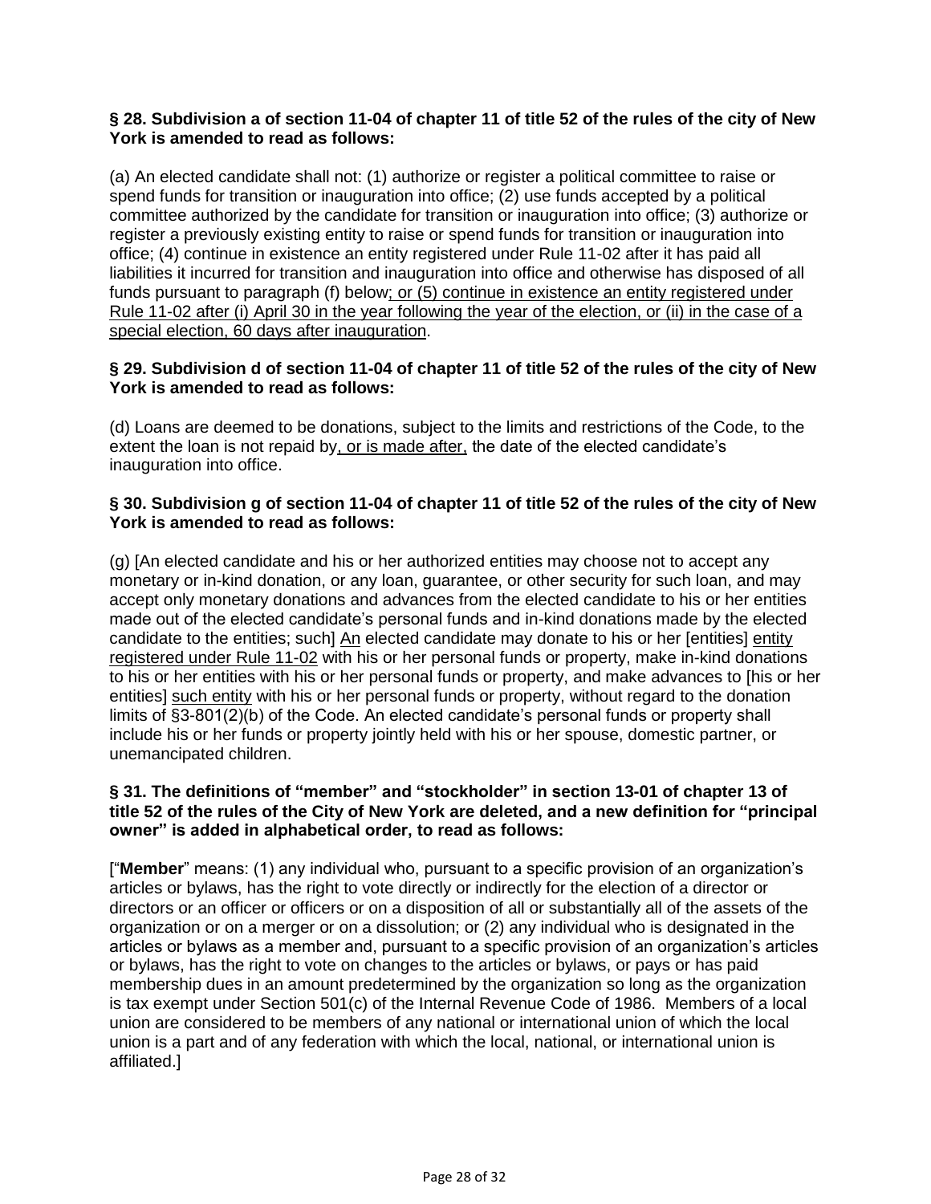**§ 28. Subdivision a of section 11-04 of chapter 11 of title 52 of the rules of the city of New York is amended to read as follows:**

(a) An elected candidate shall not: (1) authorize or register a political committee to raise or spend funds for transition or inauguration into office; (2) use funds accepted by a political committee authorized by the candidate for transition or inauguration into office; (3) authorize or register a previously existing entity to raise or spend funds for transition or inauguration into office; (4) continue in existence an entity registered under Rule 11-02 after it has paid all liabilities it incurred for transition and inauguration into office and otherwise has disposed of all funds pursuant to paragraph (f) below<u>; or (5) continue in existence an entity registered under Rule 11-02 after (i) April 30 in the year following the year of the election, or (ii) in the case of a special election, 60 days after inauguration</u>.

**§ 29. Subdivision d of section 11-04 of chapter 11 of title 52 of the rules of the city of New York is amended to read as follows:**

(d) Loans are deemed to be donations, subject to the limits and restrictions of the Code, to the extent the loan is not repaid by<u>, or is made after,</u> the date of the elected candidate's inauguration into office.

**§ 30. Subdivision g of section 11-04 of chapter 11 of title 52 of the rules of the city of New York is amended to read as follows:**

(g) [An elected candidate and his or her authorized entities may choose not to accept any monetary or in-kind donation, or any loan, guarantee, or other security for such loan, and may accept only monetary donations and advances from the elected candidate to his or her entities made out of the elected candidate's personal funds and in-kind donations made by the elected candidate to the entities; such] <u>An</u> elected candidate may donate to his or her [entities] <u>entity registered under Rule 11-02</u> with his or her personal funds or property, make in-kind donations to his or her entities with his or her personal funds or property, and make advances to [his or her entities] <u>such entity</u> with his or her personal funds or property, without regard to the donation limits of §3-801(2)(b) of the Code. An elected candidate's personal funds or property shall include his or her funds or property jointly held with his or her spouse, domestic partner, or unemancipated children.

**§ 31. The definitions of "member" and "stockholder" in section 13-01 of chapter 13 of title 52 of the rules of the City of New York are deleted, and a new definition for "principal owner" is added in alphabetical order, to read as follows:**

["**Member**" means: (1) any individual who, pursuant to a specific provision of an organization's articles or bylaws, has the right to vote directly or indirectly for the election of a director or directors or an officer or officers or on a disposition of all or substantially all of the assets of the organization or on a merger or on a dissolution; or (2) any individual who is designated in the articles or bylaws as a member and, pursuant to a specific provision of an organization's articles or bylaws, has the right to vote on changes to the articles or bylaws, or pays or has paid membership dues in an amount predetermined by the organization so long as the organization is tax exempt under Section 501(c) of the Internal Revenue Code of 1986. Members of a local union are considered to be members of any national or international union of which the local union is a part and of any federation with which the local, national, or international union is affiliated.]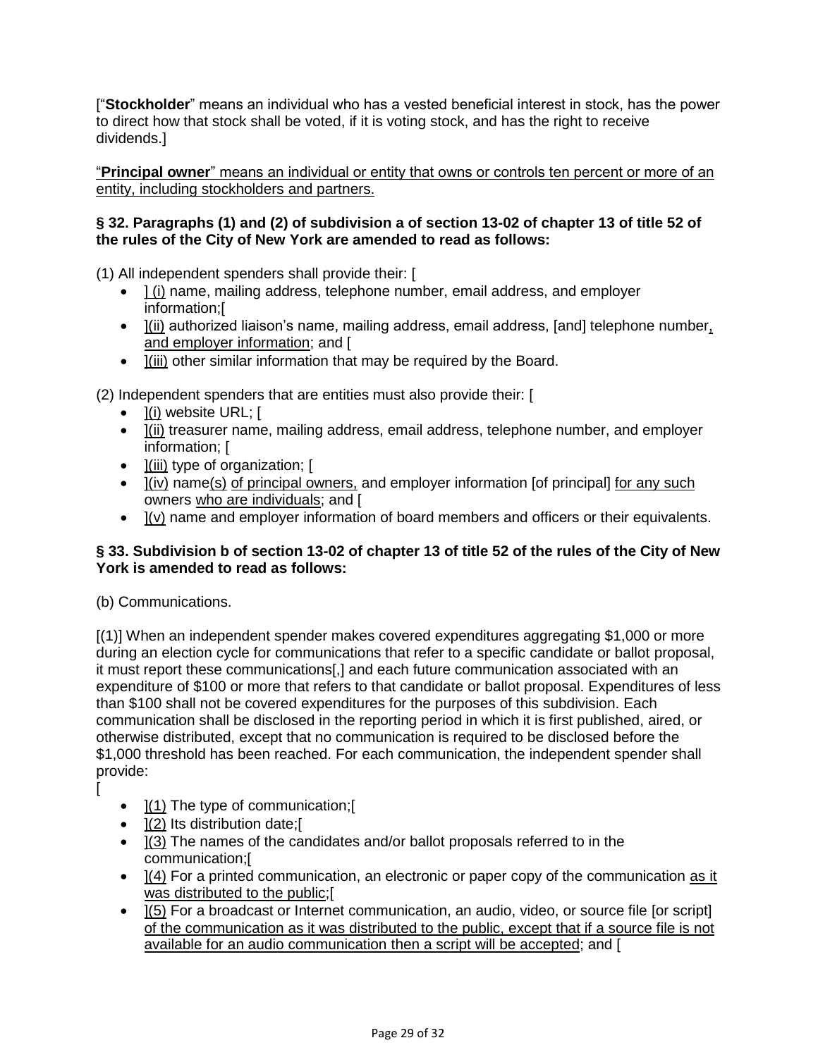["**Stockholder**" means an individual who has a vested beneficial interest in stock, has the power to direct how that stock shall be voted, if it is voting stock, and has the right to receive dividends.]

"**Principal owner**" means an individual or entity that owns or controls ten percent or more of an entity, including stockholders and partners.

**§ 32. Paragraphs (1) and (2) of subdivision a of section 13-02 of chapter 13 of title 52 of the rules of the City of New York are amended to read as follows:**

(1) All independent spenders shall provide their: [

- ] (i) name, mailing address, telephone number, email address, and employer information;[
- ](ii) authorized liaison's name, mailing address, email address, [and] telephone number, and employer information; and [
- ](iii) other similar information that may be required by the Board.

(2) Independent spenders that are entities must also provide their: [

- ](i) website URL; [
- ](ii) treasurer name, mailing address, email address, telephone number, and employer information; [
- ](iii) type of organization; [
- ](iv) name(s) of principal owners, and employer information [of principal] for any such owners who are individuals; and [
- ](v) name and employer information of board members and officers or their equivalents.

**§ 33. Subdivision b of section 13-02 of chapter 13 of title 52 of the rules of the City of New York is amended to read as follows:**

(b) Communications.

[(1)] When an independent spender makes covered expenditures aggregating $1,000 or more during an election cycle for communications that refer to a specific candidate or ballot proposal, it must report these communications[,] and each future communication associated with an expenditure of $100 or more that refers to that candidate or ballot proposal. Expenditures of less than $100 shall not be covered expenditures for the purposes of this subdivision. Each communication shall be disclosed in the reporting period in which it is first published, aired, or otherwise distributed, except that no communication is required to be disclosed before the $1,000 threshold has been reached. For each communication, the independent spender shall provide:

[

- ](1) The type of communication;[
- ](2) Its distribution date;[
- ](3) The names of the candidates and/or ballot proposals referred to in the communication;[
- ](4) For a printed communication, an electronic or paper copy of the communication as it was distributed to the public;[
- ](5) For a broadcast or Internet communication, an audio, video, or source file [or script] of the communication as it was distributed to the public, except that if a source file is not available for an audio communication then a script will be accepted; and [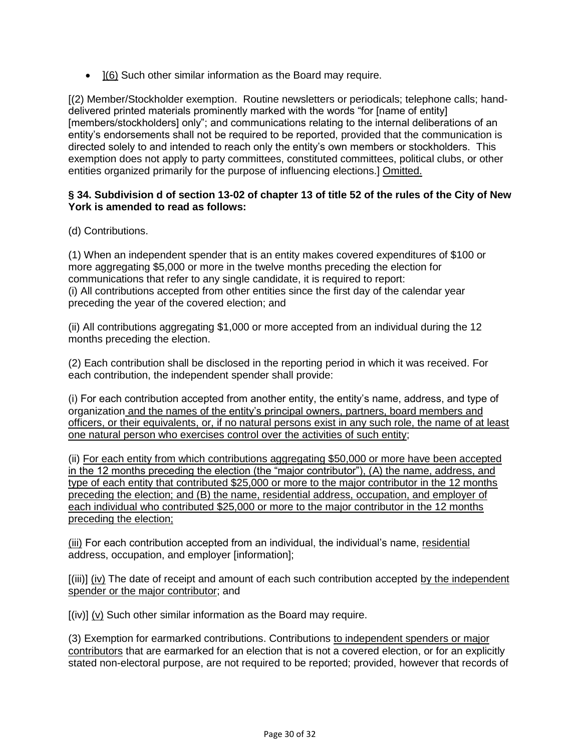- ](6) Such other similar information as the Board may require.

[(2) Member/Stockholder exemption. Routine newsletters or periodicals; telephone calls; hand-delivered printed materials prominently marked with the words "for [name of entity] [members/stockholders] only"; and communications relating to the internal deliberations of an entity's endorsements shall not be required to be reported, provided that the communication is directed solely to and intended to reach only the entity's own members or stockholders. This exemption does not apply to party committees, constituted committees, political clubs, or other entities organized primarily for the purpose of influencing elections.] Omitted.

**§ 34. Subdivision d of section 13-02 of chapter 13 of title 52 of the rules of the City of New York is amended to read as follows:**

(d) Contributions.

(1) When an independent spender that is an entity makes covered expenditures of $100 or more aggregating $5,000 or more in the twelve months preceding the election for communications that refer to any single candidate, it is required to report:
(i) All contributions accepted from other entities since the first day of the calendar year preceding the year of the covered election; and

(ii) All contributions aggregating $1,000 or more accepted from an individual during the 12 months preceding the election.

(2) Each contribution shall be disclosed in the reporting period in which it was received. For each contribution, the independent spender shall provide:

(i) For each contribution accepted from another entity, the entity's name, address, and type of organization and the names of the entity's principal owners, partners, board members and officers, or their equivalents, or, if no natural persons exist in any such role, the name of at least one natural person who exercises control over the activities of such entity;

(ii) For each entity from which contributions aggregating $50,000 or more have been accepted in the 12 months preceding the election (the "major contributor"), (A) the name, address, and type of each entity that contributed $25,000 or more to the major contributor in the 12 months preceding the election; and (B) the name, residential address, occupation, and employer of each individual who contributed $25,000 or more to the major contributor in the 12 months preceding the election;

(iii) For each contribution accepted from an individual, the individual's name, residential address, occupation, and employer [information];

[(iii)] (iv) The date of receipt and amount of each such contribution accepted by the independent spender or the major contributor; and

[(iv)] (v) Such other similar information as the Board may require.

(3) Exemption for earmarked contributions. Contributions to independent spenders or major contributors that are earmarked for an election that is not a covered election, or for an explicitly stated non-electoral purpose, are not required to be reported; provided, however that records of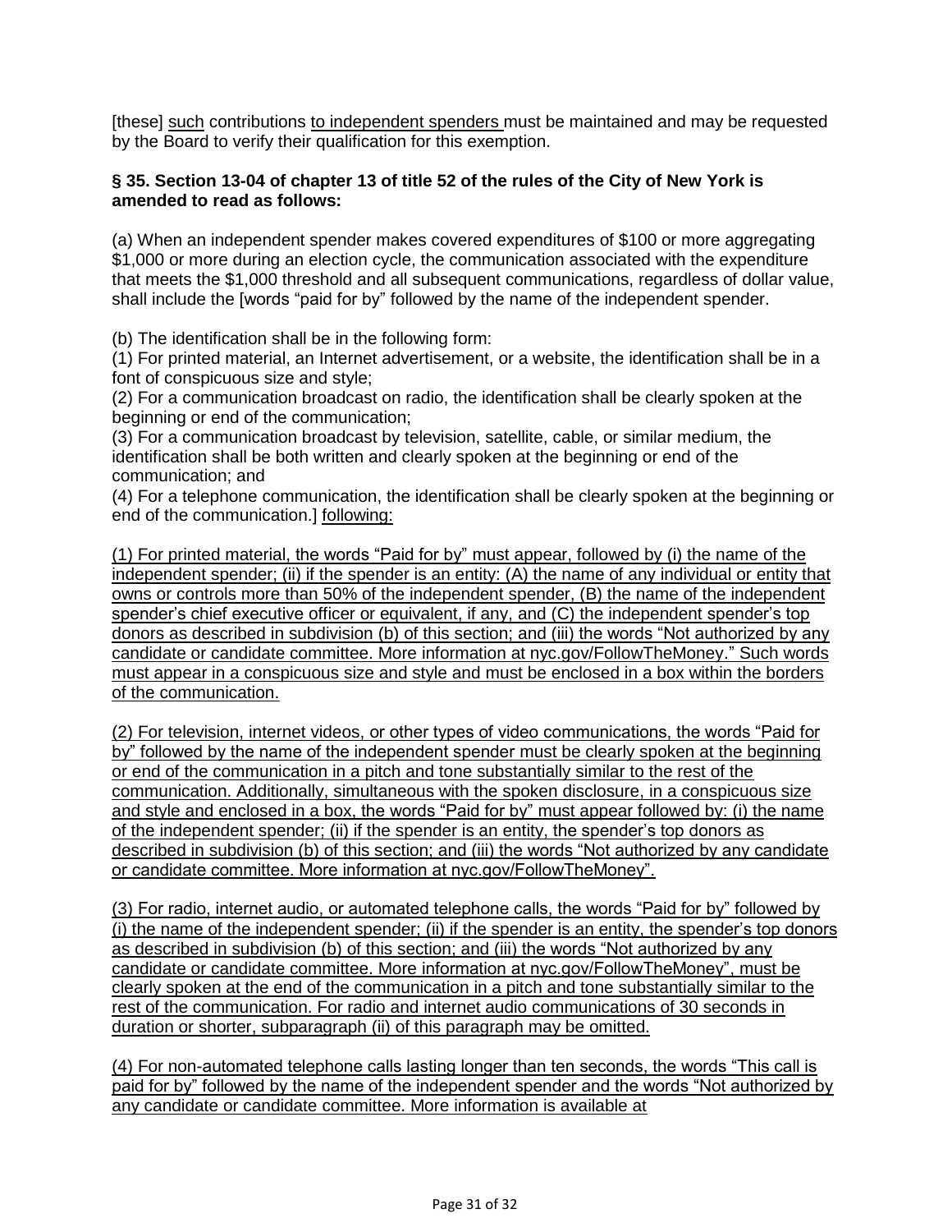[these] such contributions to independent spenders must be maintained and may be requested by the Board to verify their qualification for this exemption.

**§ 35. Section 13-04 of chapter 13 of title 52 of the rules of the City of New York is amended to read as follows:**

(a) When an independent spender makes covered expenditures of $100 or more aggregating $1,000 or more during an election cycle, the communication associated with the expenditure that meets the $1,000 threshold and all subsequent communications, regardless of dollar value, shall include the [words "paid for by" followed by the name of the independent spender.

(b) The identification shall be in the following form:
(1) For printed material, an Internet advertisement, or a website, the identification shall be in a font of conspicuous size and style;
(2) For a communication broadcast on radio, the identification shall be clearly spoken at the beginning or end of the communication;
(3) For a communication broadcast by television, satellite, cable, or similar medium, the identification shall be both written and clearly spoken at the beginning or end of the communication; and
(4) For a telephone communication, the identification shall be clearly spoken at the beginning or end of the communication.] following:

(1) For printed material, the words "Paid for by" must appear, followed by (i) the name of the independent spender; (ii) if the spender is an entity: (A) the name of any individual or entity that owns or controls more than 50% of the independent spender, (B) the name of the independent spender's chief executive officer or equivalent, if any, and (C) the independent spender's top donors as described in subdivision (b) of this section; and (iii) the words "Not authorized by any candidate or candidate committee. More information at nyc.gov/FollowTheMoney." Such words must appear in a conspicuous size and style and must be enclosed in a box within the borders of the communication.

(2) For television, internet videos, or other types of video communications, the words "Paid for by" followed by the name of the independent spender must be clearly spoken at the beginning or end of the communication in a pitch and tone substantially similar to the rest of the communication. Additionally, simultaneous with the spoken disclosure, in a conspicuous size and style and enclosed in a box, the words "Paid for by" must appear followed by: (i) the name of the independent spender; (ii) if the spender is an entity, the spender's top donors as described in subdivision (b) of this section; and (iii) the words "Not authorized by any candidate or candidate committee. More information at nyc.gov/FollowTheMoney".

(3) For radio, internet audio, or automated telephone calls, the words "Paid for by" followed by (i) the name of the independent spender; (ii) if the spender is an entity, the spender's top donors as described in subdivision (b) of this section; and (iii) the words "Not authorized by any candidate or candidate committee. More information at nyc.gov/FollowTheMoney", must be clearly spoken at the end of the communication in a pitch and tone substantially similar to the rest of the communication. For radio and internet audio communications of 30 seconds in duration or shorter, subparagraph (ii) of this paragraph may be omitted.

(4) For non-automated telephone calls lasting longer than ten seconds, the words "This call is paid for by" followed by the name of the independent spender and the words "Not authorized by any candidate or candidate committee. More information is available at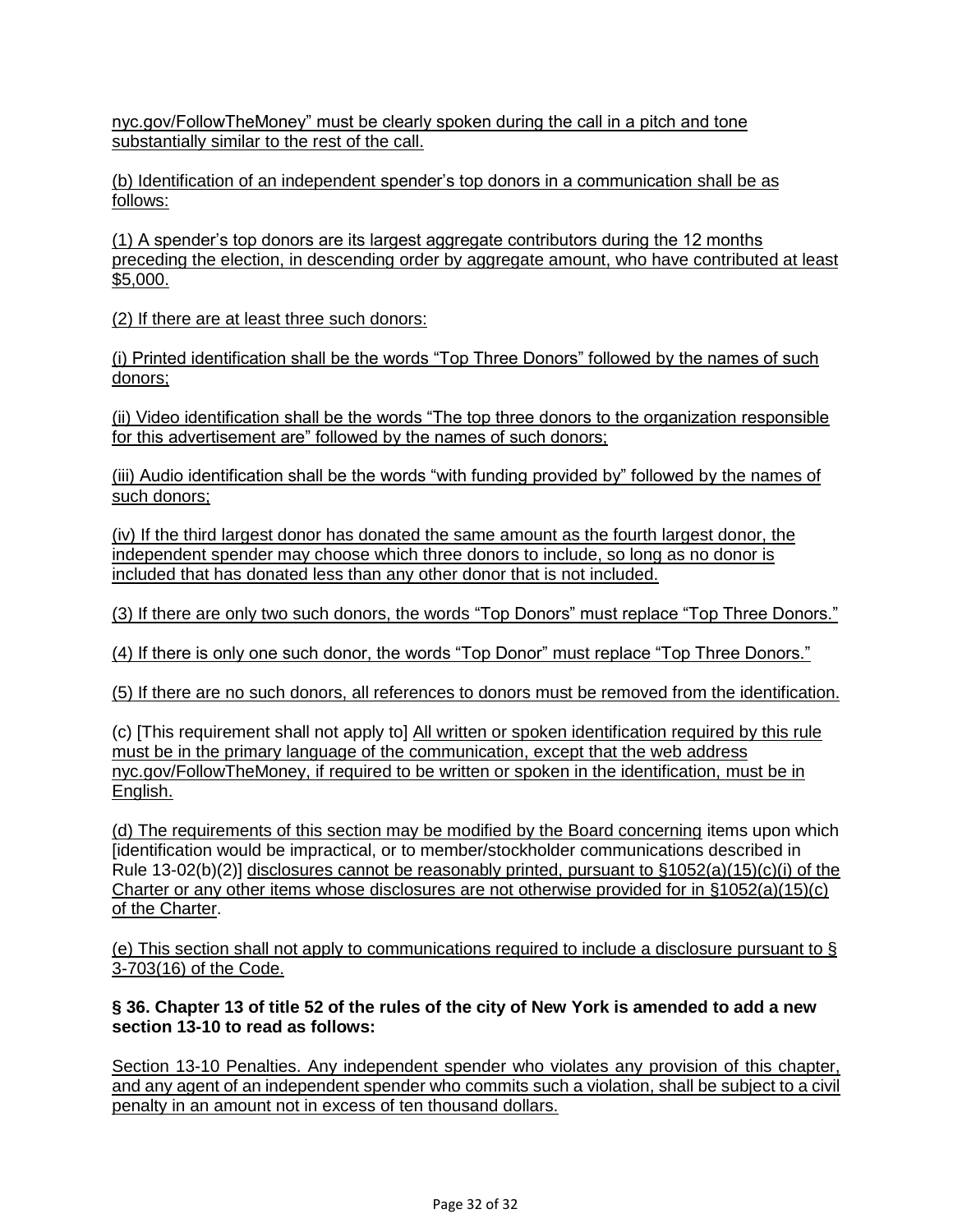nyc.gov/FollowTheMoney" must be clearly spoken during the call in a pitch and tone substantially similar to the rest of the call.

(b) Identification of an independent spender's top donors in a communication shall be as follows:

(1) A spender's top donors are its largest aggregate contributors during the 12 months preceding the election, in descending order by aggregate amount, who have contributed at least $5,000.

(2) If there are at least three such donors:

(i) Printed identification shall be the words "Top Three Donors" followed by the names of such donors;

(ii) Video identification shall be the words "The top three donors to the organization responsible for this advertisement are" followed by the names of such donors;

(iii) Audio identification shall be the words "with funding provided by" followed by the names of such donors;

(iv) If the third largest donor has donated the same amount as the fourth largest donor, the independent spender may choose which three donors to include, so long as no donor is included that has donated less than any other donor that is not included.

(3) If there are only two such donors, the words "Top Donors" must replace "Top Three Donors."

(4) If there is only one such donor, the words "Top Donor" must replace "Top Three Donors."

(5) If there are no such donors, all references to donors must be removed from the identification.

(c) [This requirement shall not apply to] All written or spoken identification required by this rule must be in the primary language of the communication, except that the web address nyc.gov/FollowTheMoney, if required to be written or spoken in the identification, must be in English.

(d) The requirements of this section may be modified by the Board concerning items upon which [identification would be impractical, or to member/stockholder communications described in Rule 13-02(b)(2)] disclosures cannot be reasonably printed, pursuant to §1052(a)(15)(c)(i) of the Charter or any other items whose disclosures are not otherwise provided for in §1052(a)(15)(c) of the Charter.

(e) This section shall not apply to communications required to include a disclosure pursuant to § 3-703(16) of the Code.

**§ 36. Chapter 13 of title 52 of the rules of the city of New York is amended to add a new section 13-10 to read as follows:**

Section 13-10 Penalties. Any independent spender who violates any provision of this chapter, and any agent of an independent spender who commits such a violation, shall be subject to a civil penalty in an amount not in excess of ten thousand dollars.